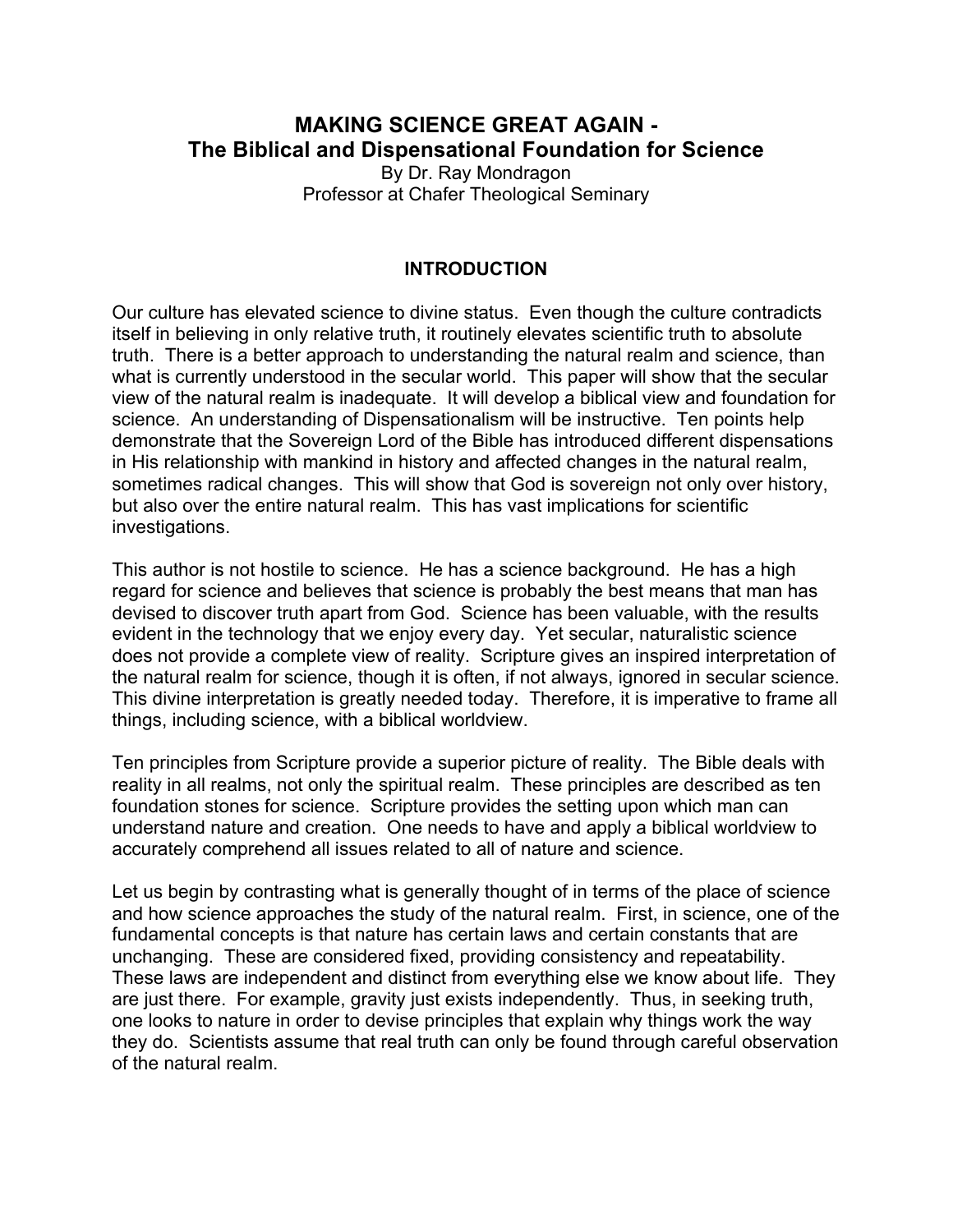# MAKING SCIENCE GREAT AGAIN -
## The Biblical and Dispensational Foundation for Science

By Dr. Ray Mondragon
Professor at Chafer Theological Seminary

### INTRODUCTION

Our culture has elevated science to divine status. Even though the culture contradicts itself in believing in only relative truth, it routinely elevates scientific truth to absolute truth. There is a better approach to understanding the natural realm and science, than what is currently understood in the secular world. This paper will show that the secular view of the natural realm is inadequate. It will develop a biblical view and foundation for science. An understanding of Dispensationalism will be instructive. Ten points help demonstrate that the Sovereign Lord of the Bible has introduced different dispensations in His relationship with mankind in history and affected changes in the natural realm, sometimes radical changes. This will show that God is sovereign not only over history, but also over the entire natural realm. This has vast implications for scientific investigations.

This author is not hostile to science. He has a science background. He has a high regard for science and believes that science is probably the best means that man has devised to discover truth apart from God. Science has been valuable, with the results evident in the technology that we enjoy every day. Yet secular, naturalistic science does not provide a complete view of reality. Scripture gives an inspired interpretation of the natural realm for science, though it is often, if not always, ignored in secular science. This divine interpretation is greatly needed today. Therefore, it is imperative to frame all things, including science, with a biblical worldview.

Ten principles from Scripture provide a superior picture of reality. The Bible deals with reality in all realms, not only the spiritual realm. These principles are described as ten foundation stones for science. Scripture provides the setting upon which man can understand nature and creation. One needs to have and apply a biblical worldview to accurately comprehend all issues related to all of nature and science.

Let us begin by contrasting what is generally thought of in terms of the place of science and how science approaches the study of the natural realm. First, in science, one of the fundamental concepts is that nature has certain laws and certain constants that are unchanging. These are considered fixed, providing consistency and repeatability. These laws are independent and distinct from everything else we know about life. They are just there. For example, gravity just exists independently. Thus, in seeking truth, one looks to nature in order to devise principles that explain why things work the way they do. Scientists assume that real truth can only be found through careful observation of the natural realm.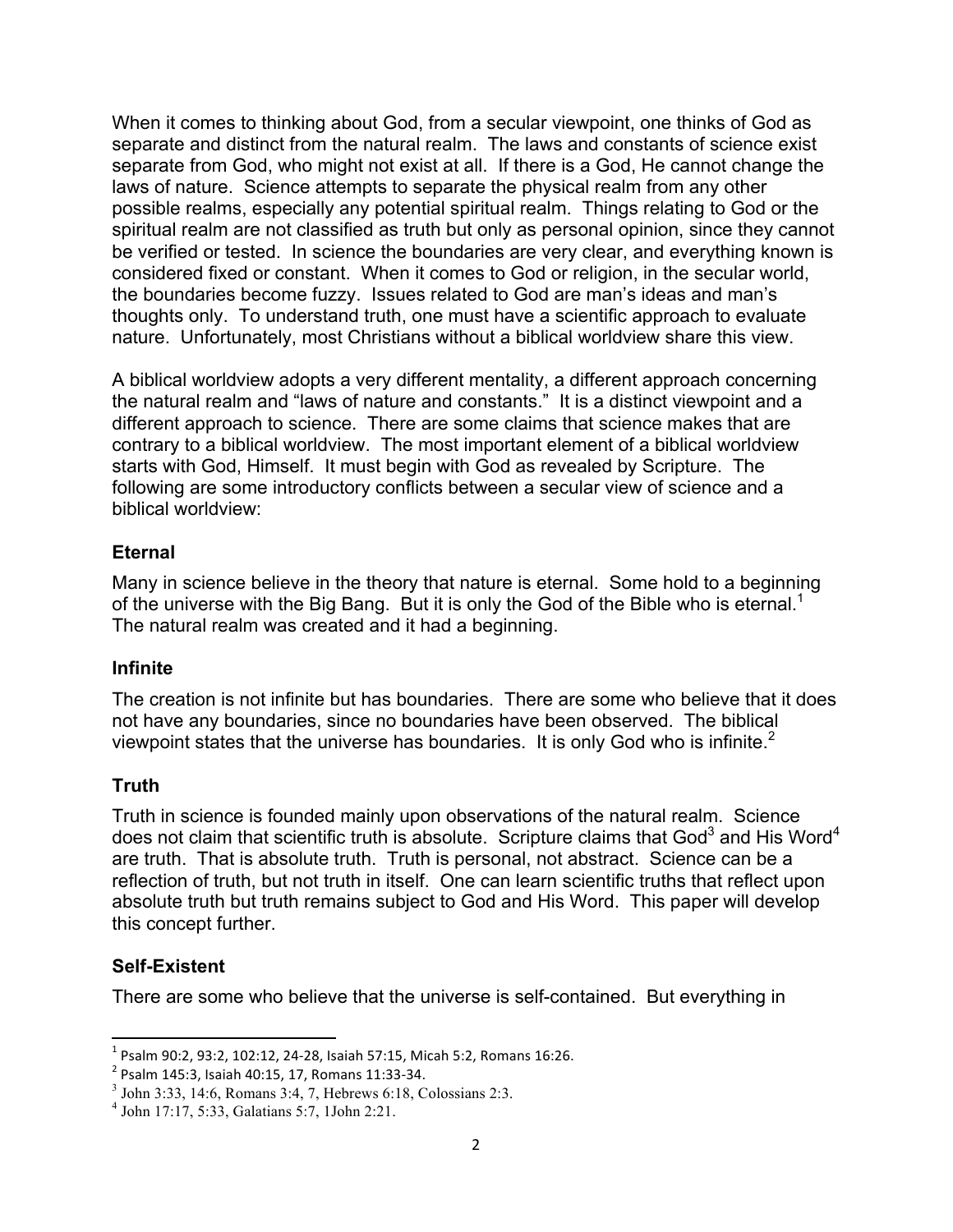When it comes to thinking about God, from a secular viewpoint, one thinks of God as separate and distinct from the natural realm. The laws and constants of science exist separate from God, who might not exist at all. If there is a God, He cannot change the laws of nature. Science attempts to separate the physical realm from any other possible realms, especially any potential spiritual realm. Things relating to God or the spiritual realm are not classified as truth but only as personal opinion, since they cannot be verified or tested. In science the boundaries are very clear, and everything known is considered fixed or constant. When it comes to God or religion, in the secular world, the boundaries become fuzzy. Issues related to God are man's ideas and man's thoughts only. To understand truth, one must have a scientific approach to evaluate nature. Unfortunately, most Christians without a biblical worldview share this view.

A biblical worldview adopts a very different mentality, a different approach concerning the natural realm and "laws of nature and constants." It is a distinct viewpoint and a different approach to science. There are some claims that science makes that are contrary to a biblical worldview. The most important element of a biblical worldview starts with God, Himself. It must begin with God as revealed by Scripture. The following are some introductory conflicts between a secular view of science and a biblical worldview:

### Eternal

Many in science believe in the theory that nature is eternal. Some hold to a beginning of the universe with the Big Bang. But it is only the God of the Bible who is eternal.[1] The natural realm was created and it had a beginning.

### Infinite

The creation is not infinite but has boundaries. There are some who believe that it does not have any boundaries, since no boundaries have been observed. The biblical viewpoint states that the universe has boundaries. It is only God who is infinite.[2]

### Truth

Truth in science is founded mainly upon observations of the natural realm. Science does not claim that scientific truth is absolute. Scripture claims that God[3] and His Word[4] are truth. That is absolute truth. Truth is personal, not abstract. Science can be a reflection of truth, but not truth in itself. One can learn scientific truths that reflect upon absolute truth but truth remains subject to God and His Word. This paper will develop this concept further.

### Self-Existent

There are some who believe that the universe is self-contained. But everything in

---

[1] Psalm 90:2, 93:2, 102:12, 24-28, Isaiah 57:15, Micah 5:2, Romans 16:26.

[2] Psalm 145:3, Isaiah 40:15, 17, Romans 11:33-34.

[3] John 3:33, 14:6, Romans 3:4, 7, Hebrews 6:18, Colossians 2:3.

[4] John 17:17, 5:33, Galatians 5:7, 1John 2:21.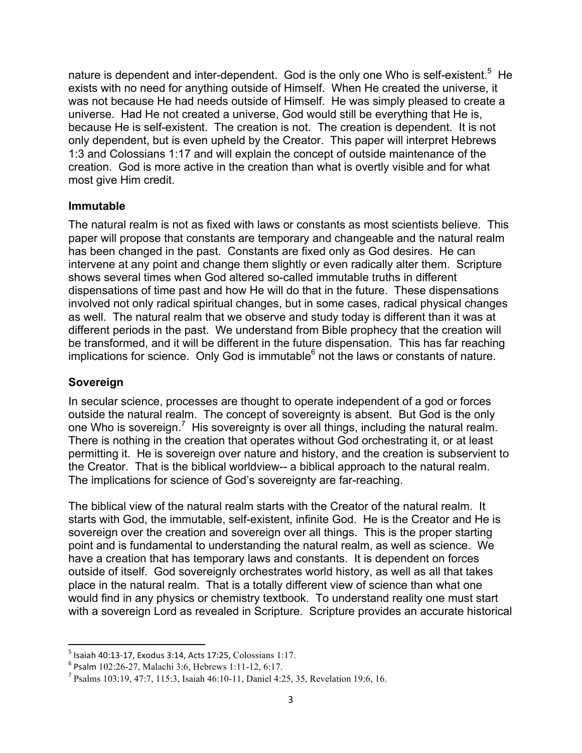nature is dependent and inter-dependent. God is the only one Who is self-existent.[5] He exists with no need for anything outside of Himself. When He created the universe, it was not because He had needs outside of Himself. He was simply pleased to create a universe. Had He not created a universe, God would still be everything that He is, because He is self-existent. The creation is not. The creation is dependent. It is not only dependent, but is even upheld by the Creator. This paper will interpret Hebrews 1:3 and Colossians 1:17 and will explain the concept of outside maintenance of the creation. God is more active in the creation than what is overtly visible and for what most give Him credit.

### Immutable

The natural realm is not as fixed with laws or constants as most scientists believe. This paper will propose that constants are temporary and changeable and the natural realm has been changed in the past. Constants are fixed only as God desires. He can intervene at any point and change them slightly or even radically alter them. Scripture shows several times when God altered so-called immutable truths in different dispensations of time past and how He will do that in the future. These dispensations involved not only radical spiritual changes, but in some cases, radical physical changes as well. The natural realm that we observe and study today is different than it was at different periods in the past. We understand from Bible prophecy that the creation will be transformed, and it will be different in the future dispensation. This has far reaching implications for science. Only God is immutable[6] not the laws or constants of nature.

### Sovereign

In secular science, processes are thought to operate independent of a god or forces outside the natural realm. The concept of sovereignty is absent. But God is the only one Who is sovereign.[7] His sovereignty is over all things, including the natural realm. There is nothing in the creation that operates without God orchestrating it, or at least permitting it. He is sovereign over nature and history, and the creation is subservient to the Creator. That is the biblical worldview-- a biblical approach to the natural realm. The implications for science of God's sovereignty are far-reaching.

The biblical view of the natural realm starts with the Creator of the natural realm. It starts with God, the immutable, self-existent, infinite God. He is the Creator and He is sovereign over the creation and sovereign over all things. This is the proper starting point and is fundamental to understanding the natural realm, as well as science. We have a creation that has temporary laws and constants. It is dependent on forces outside of itself. God sovereignly orchestrates world history, as well as all that takes place in the natural realm. That is a totally different view of science than what one would find in any physics or chemistry textbook. To understand reality one must start with a sovereign Lord as revealed in Scripture. Scripture provides an accurate historical

---

[5] Isaiah 40:13-17, Exodus 3:14, Acts 17:25, Colossians 1:17.

[6] Psalm 102:26-27, Malachi 3:6, Hebrews 1:11-12, 6:17.

[7] Psalms 103:19, 47:7, 115:3, Isaiah 46:10-11, Daniel 4:25, 35, Revelation 19:6, 16.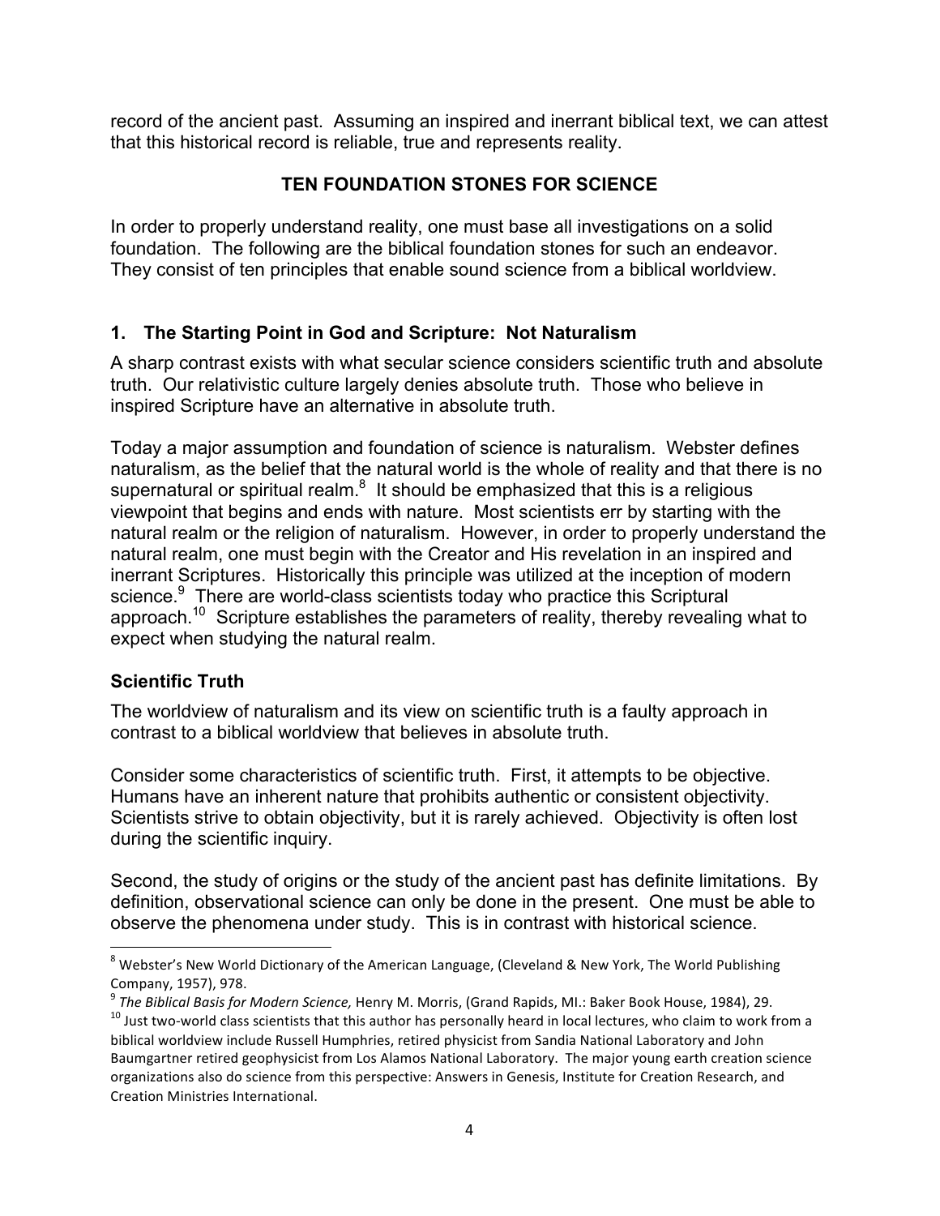record of the ancient past. Assuming an inspired and inerrant biblical text, we can attest that this historical record is reliable, true and represents reality.

## TEN FOUNDATION STONES FOR SCIENCE

In order to properly understand reality, one must base all investigations on a solid foundation. The following are the biblical foundation stones for such an endeavor. They consist of ten principles that enable sound science from a biblical worldview.

### 1. The Starting Point in God and Scripture: Not Naturalism

A sharp contrast exists with what secular science considers scientific truth and absolute truth. Our relativistic culture largely denies absolute truth. Those who believe in inspired Scripture have an alternative in absolute truth.

Today a major assumption and foundation of science is naturalism. Webster defines naturalism, as the belief that the natural world is the whole of reality and that there is no supernatural or spiritual realm.[8] It should be emphasized that this is a religious viewpoint that begins and ends with nature. Most scientists err by starting with the natural realm or the religion of naturalism. However, in order to properly understand the natural realm, one must begin with the Creator and His revelation in an inspired and inerrant Scriptures. Historically this principle was utilized at the inception of modern science.[9] There are world-class scientists today who practice this Scriptural approach.[10] Scripture establishes the parameters of reality, thereby revealing what to expect when studying the natural realm.

### Scientific Truth

The worldview of naturalism and its view on scientific truth is a faulty approach in contrast to a biblical worldview that believes in absolute truth.

Consider some characteristics of scientific truth. First, it attempts to be objective. Humans have an inherent nature that prohibits authentic or consistent objectivity. Scientists strive to obtain objectivity, but it is rarely achieved. Objectivity is often lost during the scientific inquiry.

Second, the study of origins or the study of the ancient past has definite limitations. By definition, observational science can only be done in the present. One must be able to observe the phenomena under study. This is in contrast with historical science.

---

[8] Webster's New World Dictionary of the American Language, (Cleveland & New York, The World Publishing Company, 1957), 978.

[9] *The Biblical Basis for Modern Science,* Henry M. Morris, (Grand Rapids, MI.: Baker Book House, 1984), 29.

[10] Just two-world class scientists that this author has personally heard in local lectures, who claim to work from a biblical worldview include Russell Humphries, retired physicist from Sandia National Laboratory and John Baumgartner retired geophysicist from Los Alamos National Laboratory. The major young earth creation science organizations also do science from this perspective: Answers in Genesis, Institute for Creation Research, and Creation Ministries International.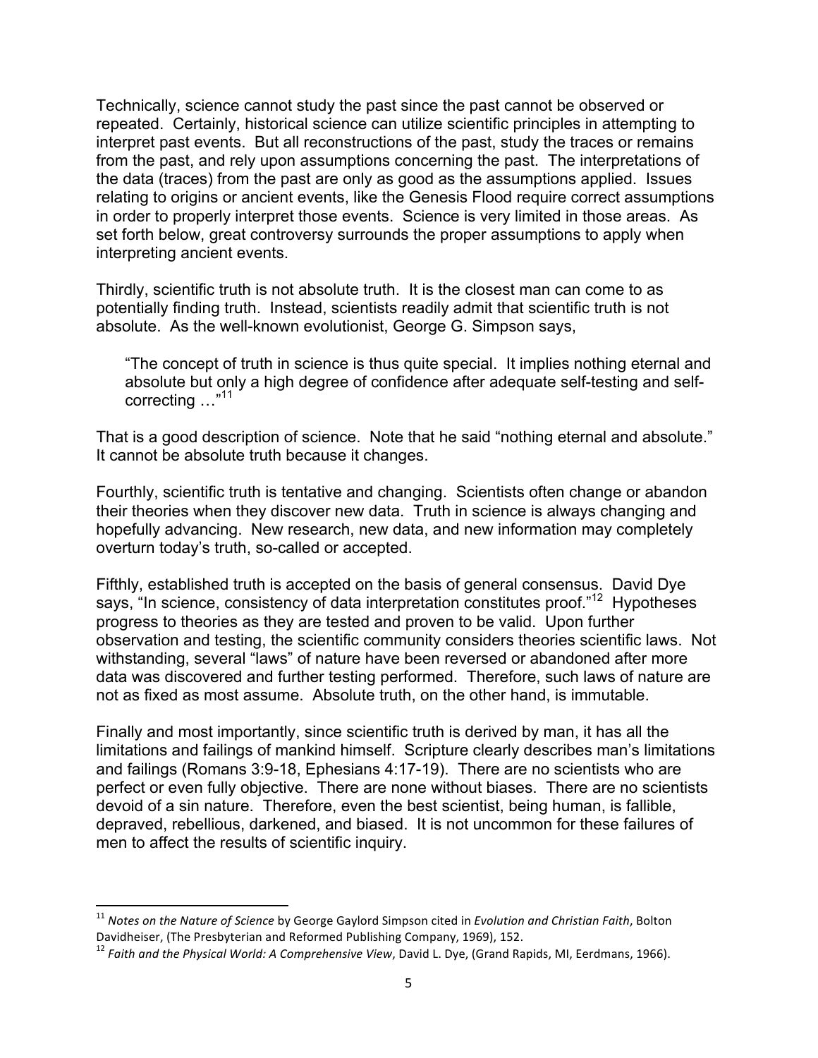Technically, science cannot study the past since the past cannot be observed or repeated. Certainly, historical science can utilize scientific principles in attempting to interpret past events. But all reconstructions of the past, study the traces or remains from the past, and rely upon assumptions concerning the past. The interpretations of the data (traces) from the past are only as good as the assumptions applied. Issues relating to origins or ancient events, like the Genesis Flood require correct assumptions in order to properly interpret those events. Science is very limited in those areas. As set forth below, great controversy surrounds the proper assumptions to apply when interpreting ancient events.

Thirdly, scientific truth is not absolute truth. It is the closest man can come to as potentially finding truth. Instead, scientists readily admit that scientific truth is not absolute. As the well-known evolutionist, George G. Simpson says,

> "The concept of truth in science is thus quite special. It implies nothing eternal and absolute but only a high degree of confidence after adequate self-testing and self-correcting …"[11]

That is a good description of science. Note that he said "nothing eternal and absolute." It cannot be absolute truth because it changes.

Fourthly, scientific truth is tentative and changing. Scientists often change or abandon their theories when they discover new data. Truth in science is always changing and hopefully advancing. New research, new data, and new information may completely overturn today's truth, so-called or accepted.

Fifthly, established truth is accepted on the basis of general consensus. David Dye says, "In science, consistency of data interpretation constitutes proof."[12] Hypotheses progress to theories as they are tested and proven to be valid. Upon further observation and testing, the scientific community considers theories scientific laws. Not withstanding, several "laws" of nature have been reversed or abandoned after more data was discovered and further testing performed. Therefore, such laws of nature are not as fixed as most assume. Absolute truth, on the other hand, is immutable.

Finally and most importantly, since scientific truth is derived by man, it has all the limitations and failings of mankind himself. Scripture clearly describes man's limitations and failings (Romans 3:9-18, Ephesians 4:17-19). There are no scientists who are perfect or even fully objective. There are none without biases. There are no scientists devoid of a sin nature. Therefore, even the best scientist, being human, is fallible, depraved, rebellious, darkened, and biased. It is not uncommon for these failures of men to affect the results of scientific inquiry.

---

[11] *Notes on the Nature of Science* by George Gaylord Simpson cited in *Evolution and Christian Faith*, Bolton Davidheiser, (The Presbyterian and Reformed Publishing Company, 1969), 152.

[12] *Faith and the Physical World: A Comprehensive View*, David L. Dye, (Grand Rapids, MI, Eerdmans, 1966).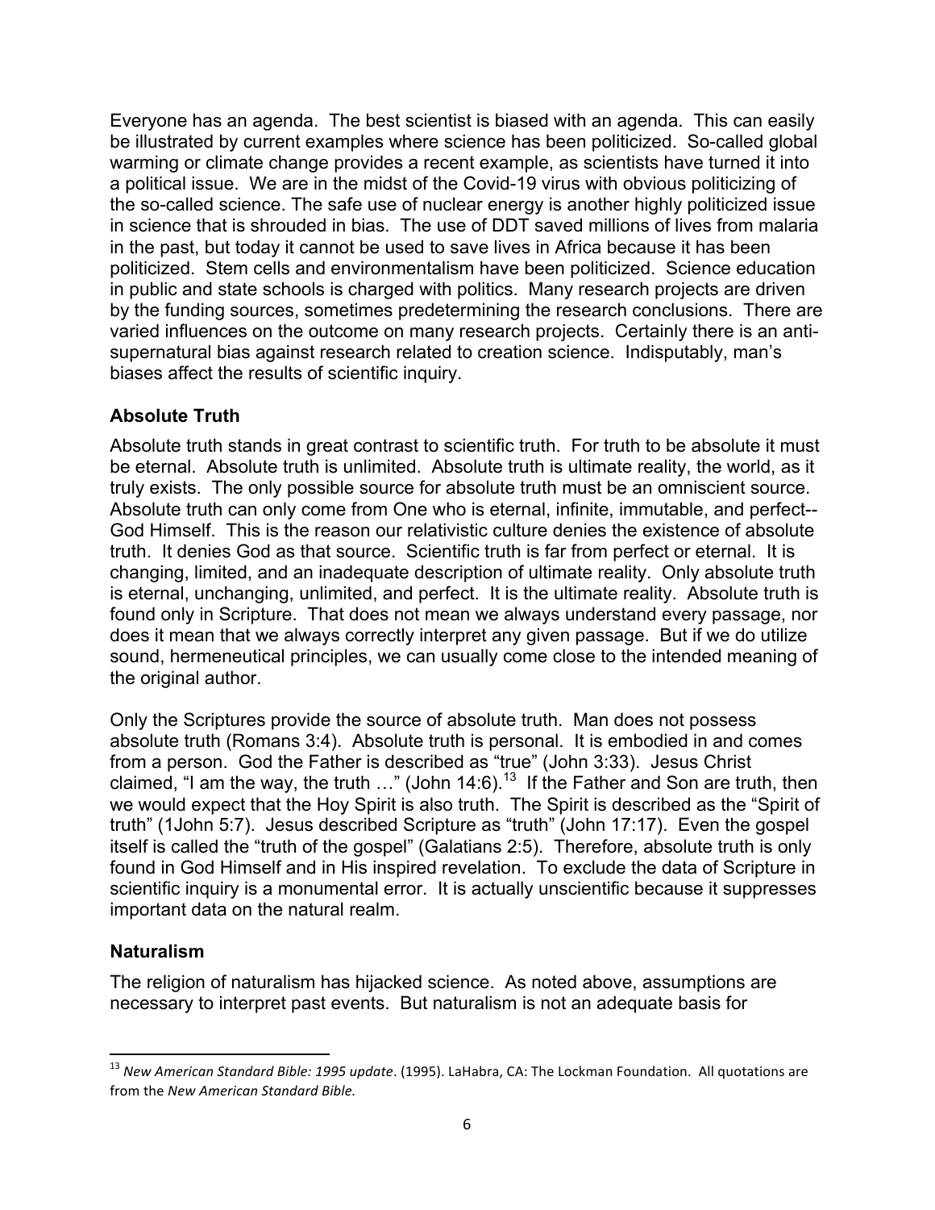Everyone has an agenda. The best scientist is biased with an agenda. This can easily be illustrated by current examples where science has been politicized. So-called global warming or climate change provides a recent example, as scientists have turned it into a political issue. We are in the midst of the Covid-19 virus with obvious politicizing of the so-called science. The safe use of nuclear energy is another highly politicized issue in science that is shrouded in bias. The use of DDT saved millions of lives from malaria in the past, but today it cannot be used to save lives in Africa because it has been politicized. Stem cells and environmentalism have been politicized. Science education in public and state schools is charged with politics. Many research projects are driven by the funding sources, sometimes predetermining the research conclusions. There are varied influences on the outcome on many research projects. Certainly there is an anti-supernatural bias against research related to creation science. Indisputably, man's biases affect the results of scientific inquiry.

### Absolute Truth

Absolute truth stands in great contrast to scientific truth. For truth to be absolute it must be eternal. Absolute truth is unlimited. Absolute truth is ultimate reality, the world, as it truly exists. The only possible source for absolute truth must be an omniscient source. Absolute truth can only come from One who is eternal, infinite, immutable, and perfect--God Himself. This is the reason our relativistic culture denies the existence of absolute truth. It denies God as that source. Scientific truth is far from perfect or eternal. It is changing, limited, and an inadequate description of ultimate reality. Only absolute truth is eternal, unchanging, unlimited, and perfect. It is the ultimate reality. Absolute truth is found only in Scripture. That does not mean we always understand every passage, nor does it mean that we always correctly interpret any given passage. But if we do utilize sound, hermeneutical principles, we can usually come close to the intended meaning of the original author.

Only the Scriptures provide the source of absolute truth. Man does not possess absolute truth (Romans 3:4). Absolute truth is personal. It is embodied in and comes from a person. God the Father is described as "true" (John 3:33). Jesus Christ claimed, "I am the way, the truth …" (John 14:6).[13] If the Father and Son are truth, then we would expect that the Hoy Spirit is also truth. The Spirit is described as the "Spirit of truth" (1John 5:7). Jesus described Scripture as "truth" (John 17:17). Even the gospel itself is called the "truth of the gospel" (Galatians 2:5). Therefore, absolute truth is only found in God Himself and in His inspired revelation. To exclude the data of Scripture in scientific inquiry is a monumental error. It is actually unscientific because it suppresses important data on the natural realm.

### Naturalism

The religion of naturalism has hijacked science. As noted above, assumptions are necessary to interpret past events. But naturalism is not an adequate basis for

---

[13] *New American Standard Bible: 1995 update*. (1995). LaHabra, CA: The Lockman Foundation. All quotations are from the *New American Standard Bible.*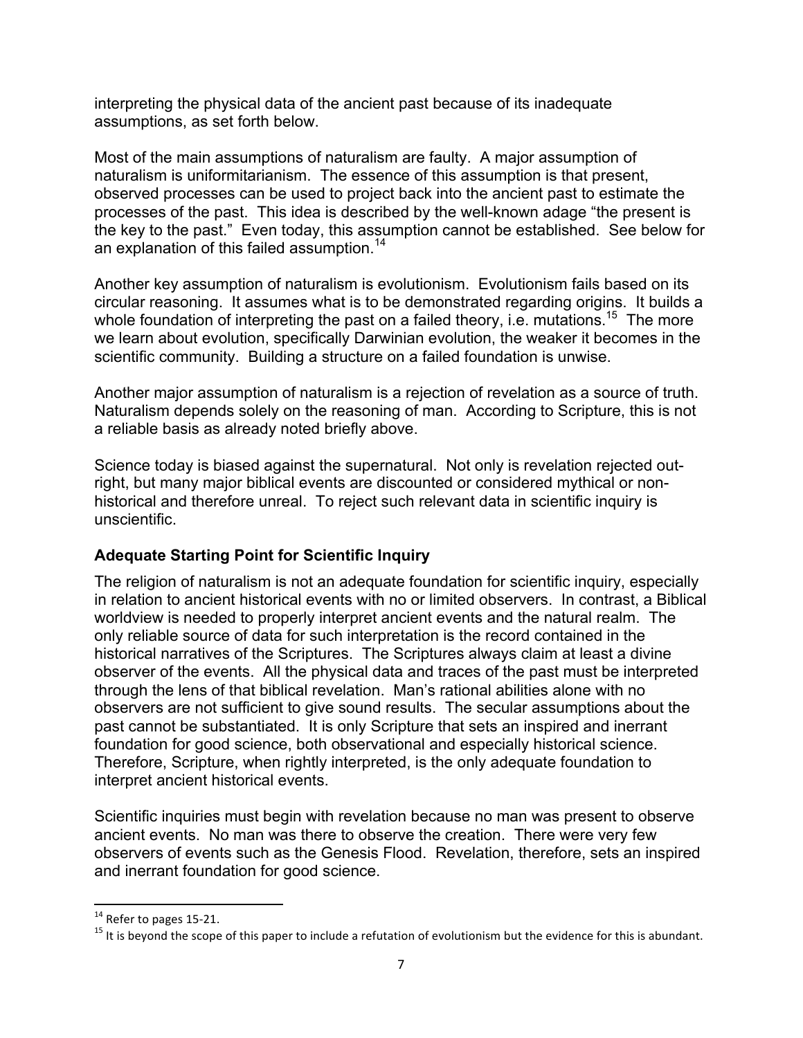interpreting the physical data of the ancient past because of its inadequate assumptions, as set forth below.

Most of the main assumptions of naturalism are faulty. A major assumption of naturalism is uniformitarianism. The essence of this assumption is that present, observed processes can be used to project back into the ancient past to estimate the processes of the past. This idea is described by the well-known adage "the present is the key to the past." Even today, this assumption cannot be established. See below for an explanation of this failed assumption.[14]

Another key assumption of naturalism is evolutionism. Evolutionism fails based on its circular reasoning. It assumes what is to be demonstrated regarding origins. It builds a whole foundation of interpreting the past on a failed theory, i.e. mutations.[15] The more we learn about evolution, specifically Darwinian evolution, the weaker it becomes in the scientific community. Building a structure on a failed foundation is unwise.

Another major assumption of naturalism is a rejection of revelation as a source of truth. Naturalism depends solely on the reasoning of man. According to Scripture, this is not a reliable basis as already noted briefly above.

Science today is biased against the supernatural. Not only is revelation rejected out-right, but many major biblical events are discounted or considered mythical or non-historical and therefore unreal. To reject such relevant data in scientific inquiry is unscientific.

### Adequate Starting Point for Scientific Inquiry

The religion of naturalism is not an adequate foundation for scientific inquiry, especially in relation to ancient historical events with no or limited observers. In contrast, a Biblical worldview is needed to properly interpret ancient events and the natural realm. The only reliable source of data for such interpretation is the record contained in the historical narratives of the Scriptures. The Scriptures always claim at least a divine observer of the events. All the physical data and traces of the past must be interpreted through the lens of that biblical revelation. Man's rational abilities alone with no observers are not sufficient to give sound results. The secular assumptions about the past cannot be substantiated. It is only Scripture that sets an inspired and inerrant foundation for good science, both observational and especially historical science. Therefore, Scripture, when rightly interpreted, is the only adequate foundation to interpret ancient historical events.

Scientific inquiries must begin with revelation because no man was present to observe ancient events. No man was there to observe the creation. There were very few observers of events such as the Genesis Flood. Revelation, therefore, sets an inspired and inerrant foundation for good science.

---

[14] Refer to pages 15-21.

[15] It is beyond the scope of this paper to include a refutation of evolutionism but the evidence for this is abundant.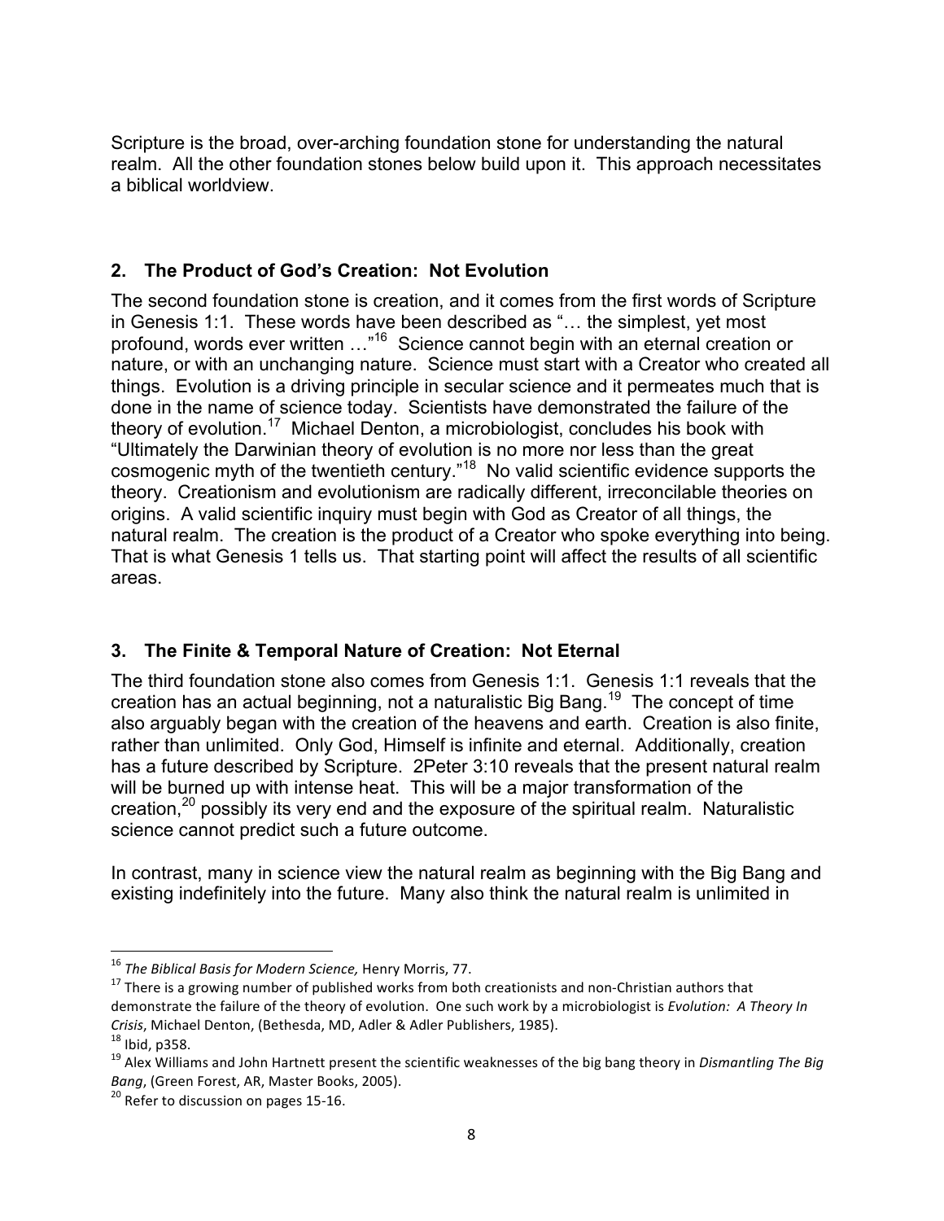Scripture is the broad, over-arching foundation stone for understanding the natural realm. All the other foundation stones below build upon it. This approach necessitates a biblical worldview.

## 2. The Product of God's Creation: Not Evolution

The second foundation stone is creation, and it comes from the first words of Scripture in Genesis 1:1. These words have been described as "… the simplest, yet most profound, words ever written …"[16] Science cannot begin with an eternal creation or nature, or with an unchanging nature. Science must start with a Creator who created all things. Evolution is a driving principle in secular science and it permeates much that is done in the name of science today. Scientists have demonstrated the failure of the theory of evolution.[17] Michael Denton, a microbiologist, concludes his book with "Ultimately the Darwinian theory of evolution is no more nor less than the great cosmogenic myth of the twentieth century."[18] No valid scientific evidence supports the theory. Creationism and evolutionism are radically different, irreconcilable theories on origins. A valid scientific inquiry must begin with God as Creator of all things, the natural realm. The creation is the product of a Creator who spoke everything into being. That is what Genesis 1 tells us. That starting point will affect the results of all scientific areas.

## 3. The Finite & Temporal Nature of Creation: Not Eternal

The third foundation stone also comes from Genesis 1:1. Genesis 1:1 reveals that the creation has an actual beginning, not a naturalistic Big Bang.[19] The concept of time also arguably began with the creation of the heavens and earth. Creation is also finite, rather than unlimited. Only God, Himself is infinite and eternal. Additionally, creation has a future described by Scripture. 2Peter 3:10 reveals that the present natural realm will be burned up with intense heat. This will be a major transformation of the creation,[20] possibly its very end and the exposure of the spiritual realm. Naturalistic science cannot predict such a future outcome.

In contrast, many in science view the natural realm as beginning with the Big Bang and existing indefinitely into the future. Many also think the natural realm is unlimited in

---

[16] *The Biblical Basis for Modern Science,* Henry Morris, 77.

[17] There is a growing number of published works from both creationists and non-Christian authors that demonstrate the failure of the theory of evolution. One such work by a microbiologist is *Evolution: A Theory In Crisis*, Michael Denton, (Bethesda, MD, Adler & Adler Publishers, 1985).

[18] Ibid, p358.

[19] Alex Williams and John Hartnett present the scientific weaknesses of the big bang theory in *Dismantling The Big Bang*, (Green Forest, AR, Master Books, 2005).

[20] Refer to discussion on pages 15-16.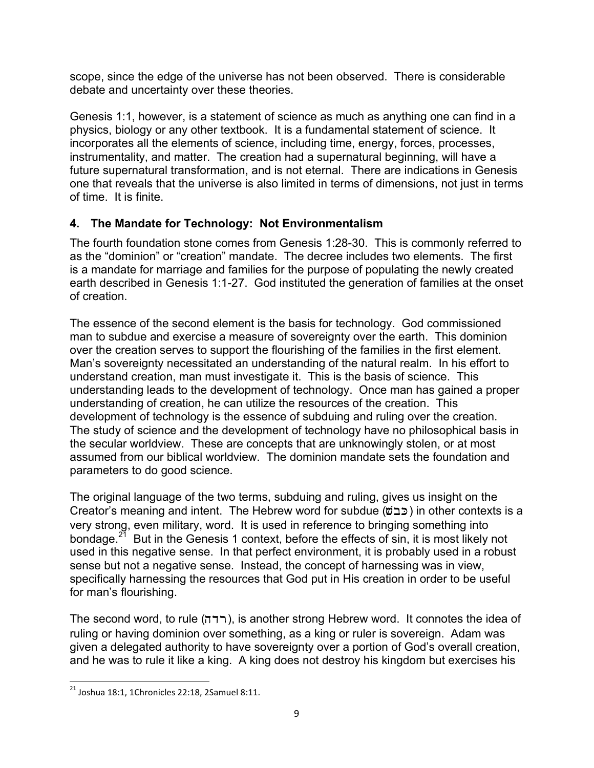scope, since the edge of the universe has not been observed. There is considerable debate and uncertainty over these theories.

Genesis 1:1, however, is a statement of science as much as anything one can find in a physics, biology or any other textbook. It is a fundamental statement of science. It incorporates all the elements of science, including time, energy, forces, processes, instrumentality, and matter. The creation had a supernatural beginning, will have a future supernatural transformation, and is not eternal. There are indications in Genesis one that reveals that the universe is also limited in terms of dimensions, not just in terms of time. It is finite.

### 4. The Mandate for Technology: Not Environmentalism

The fourth foundation stone comes from Genesis 1:28-30. This is commonly referred to as the "dominion" or "creation" mandate. The decree includes two elements. The first is a mandate for marriage and families for the purpose of populating the newly created earth described in Genesis 1:1-27. God instituted the generation of families at the onset of creation.

The essence of the second element is the basis for technology. God commissioned man to subdue and exercise a measure of sovereignty over the earth. This dominion over the creation serves to support the flourishing of the families in the first element. Man's sovereignty necessitated an understanding of the natural realm. In his effort to understand creation, man must investigate it. This is the basis of science. This understanding leads to the development of technology. Once man has gained a proper understanding of creation, he can utilize the resources of the creation. This development of technology is the essence of subduing and ruling over the creation. The study of science and the development of technology have no philosophical basis in the secular worldview. These are concepts that are unknowingly stolen, or at most assumed from our biblical worldview. The dominion mandate sets the foundation and parameters to do good science.

The original language of the two terms, subduing and ruling, gives us insight on the Creator's meaning and intent. The Hebrew word for subdue (כבשׁ) in other contexts is a very strong, even military, word. It is used in reference to bringing something into bondage.[21] But in the Genesis 1 context, before the effects of sin, it is most likely not used in this negative sense. In that perfect environment, it is probably used in a robust sense but not a negative sense. Instead, the concept of harnessing was in view, specifically harnessing the resources that God put in His creation in order to be useful for man's flourishing.

The second word, to rule (רדה), is another strong Hebrew word. It connotes the idea of ruling or having dominion over something, as a king or ruler is sovereign. Adam was given a delegated authority to have sovereignty over a portion of God's overall creation, and he was to rule it like a king. A king does not destroy his kingdom but exercises his

---

[21] Joshua 18:1, 1Chronicles 22:18, 2Samuel 8:11.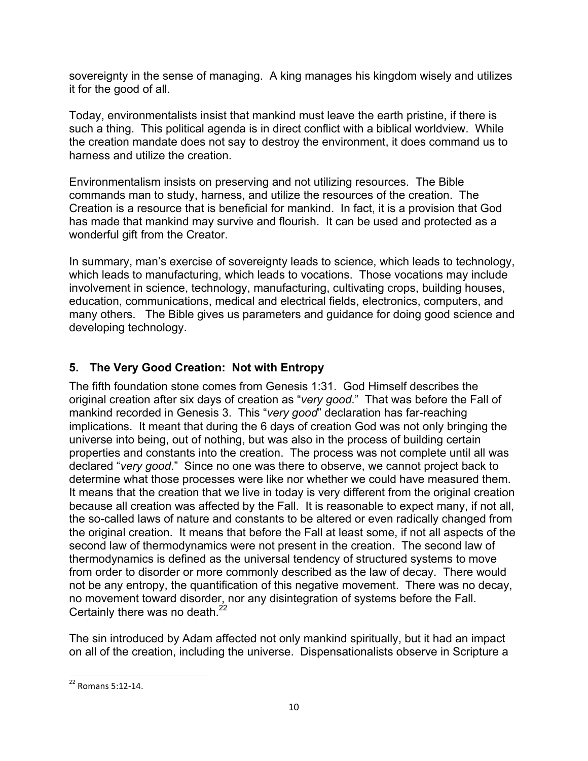sovereignty in the sense of managing. A king manages his kingdom wisely and utilizes it for the good of all.

Today, environmentalists insist that mankind must leave the earth pristine, if there is such a thing. This political agenda is in direct conflict with a biblical worldview. While the creation mandate does not say to destroy the environment, it does command us to harness and utilize the creation.

Environmentalism insists on preserving and not utilizing resources. The Bible commands man to study, harness, and utilize the resources of the creation. The Creation is a resource that is beneficial for mankind. In fact, it is a provision that God has made that mankind may survive and flourish. It can be used and protected as a wonderful gift from the Creator.

In summary, man's exercise of sovereignty leads to science, which leads to technology, which leads to manufacturing, which leads to vocations. Those vocations may include involvement in science, technology, manufacturing, cultivating crops, building houses, education, communications, medical and electrical fields, electronics, computers, and many others. The Bible gives us parameters and guidance for doing good science and developing technology.

### 5. The Very Good Creation: Not with Entropy

The fifth foundation stone comes from Genesis 1:31. God Himself describes the original creation after six days of creation as "*very good*." That was before the Fall of mankind recorded in Genesis 3. This "*very good*" declaration has far-reaching implications. It meant that during the 6 days of creation God was not only bringing the universe into being, out of nothing, but was also in the process of building certain properties and constants into the creation. The process was not complete until all was declared "*very good*." Since no one was there to observe, we cannot project back to determine what those processes were like nor whether we could have measured them. It means that the creation that we live in today is very different from the original creation because all creation was affected by the Fall. It is reasonable to expect many, if not all, the so-called laws of nature and constants to be altered or even radically changed from the original creation. It means that before the Fall at least some, if not all aspects of the second law of thermodynamics were not present in the creation. The second law of thermodynamics is defined as the universal tendency of structured systems to move from order to disorder or more commonly described as the law of decay. There would not be any entropy, the quantification of this negative movement. There was no decay, no movement toward disorder, nor any disintegration of systems before the Fall. Certainly there was no death.[22]

The sin introduced by Adam affected not only mankind spiritually, but it had an impact on all of the creation, including the universe. Dispensationalists observe in Scripture a

[22] Romans 5:12-14.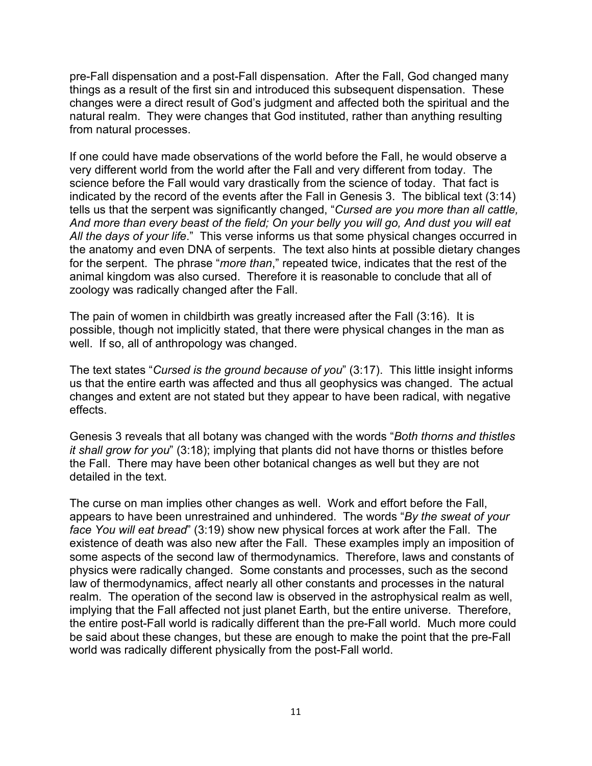pre-Fall dispensation and a post-Fall dispensation. After the Fall, God changed many things as a result of the first sin and introduced this subsequent dispensation. These changes were a direct result of God's judgment and affected both the spiritual and the natural realm. They were changes that God instituted, rather than anything resulting from natural processes.

If one could have made observations of the world before the Fall, he would observe a very different world from the world after the Fall and very different from today. The science before the Fall would vary drastically from the science of today. That fact is indicated by the record of the events after the Fall in Genesis 3. The biblical text (3:14) tells us that the serpent was significantly changed, "*Cursed are you more than all cattle, And more than every beast of the field; On your belly you will go, And dust you will eat All the days of your life*." This verse informs us that some physical changes occurred in the anatomy and even DNA of serpents. The text also hints at possible dietary changes for the serpent. The phrase "*more than*," repeated twice, indicates that the rest of the animal kingdom was also cursed. Therefore it is reasonable to conclude that all of zoology was radically changed after the Fall.

The pain of women in childbirth was greatly increased after the Fall (3:16). It is possible, though not implicitly stated, that there were physical changes in the man as well. If so, all of anthropology was changed.

The text states "*Cursed is the ground because of you*" (3:17). This little insight informs us that the entire earth was affected and thus all geophysics was changed. The actual changes and extent are not stated but they appear to have been radical, with negative effects.

Genesis 3 reveals that all botany was changed with the words "*Both thorns and thistles it shall grow for you*" (3:18); implying that plants did not have thorns or thistles before the Fall. There may have been other botanical changes as well but they are not detailed in the text.

The curse on man implies other changes as well. Work and effort before the Fall, appears to have been unrestrained and unhindered. The words "*By the sweat of your face You will eat bread*" (3:19) show new physical forces at work after the Fall. The existence of death was also new after the Fall. These examples imply an imposition of some aspects of the second law of thermodynamics. Therefore, laws and constants of physics were radically changed. Some constants and processes, such as the second law of thermodynamics, affect nearly all other constants and processes in the natural realm. The operation of the second law is observed in the astrophysical realm as well, implying that the Fall affected not just planet Earth, but the entire universe. Therefore, the entire post-Fall world is radically different than the pre-Fall world. Much more could be said about these changes, but these are enough to make the point that the pre-Fall world was radically different physically from the post-Fall world.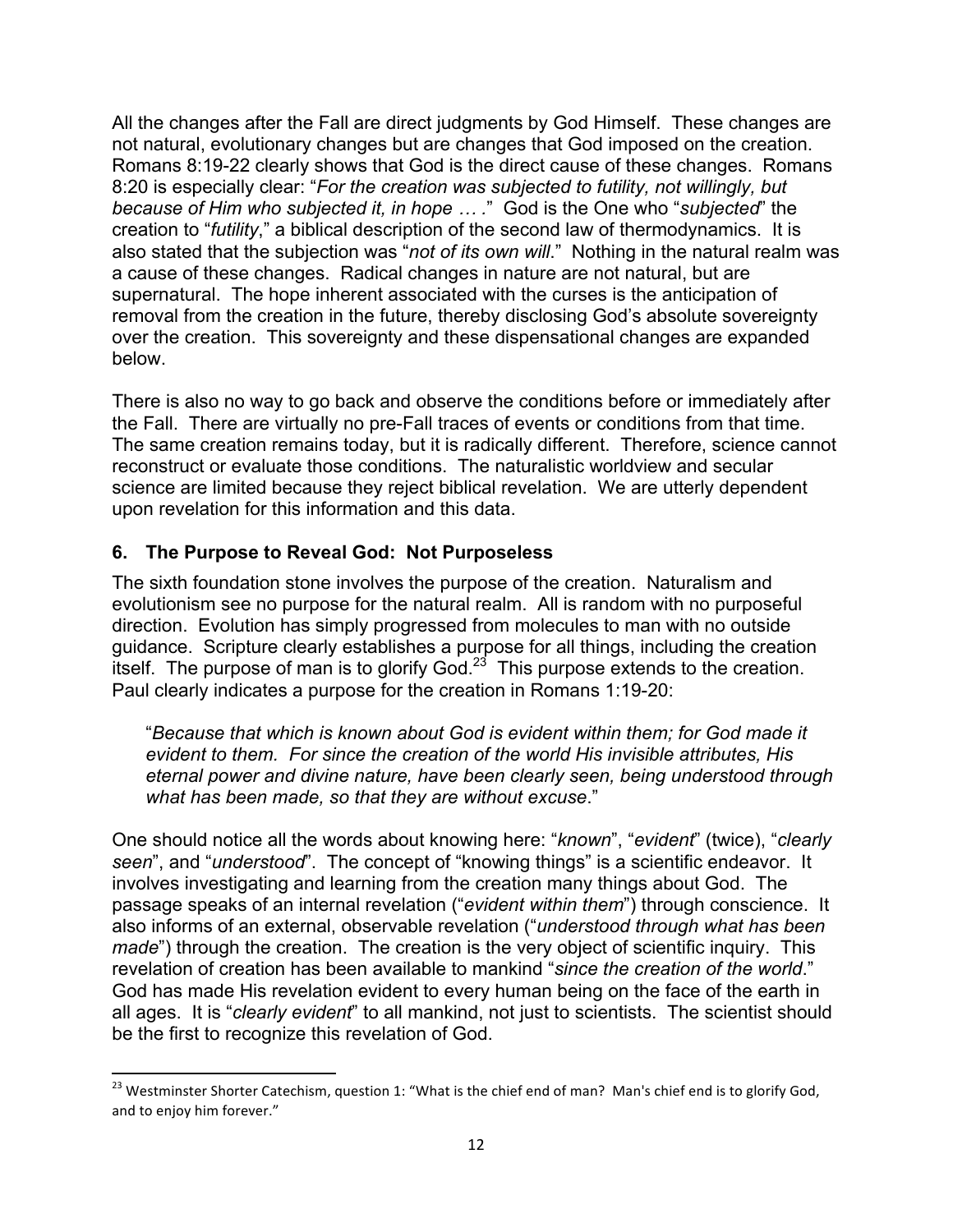All the changes after the Fall are direct judgments by God Himself. These changes are not natural, evolutionary changes but are changes that God imposed on the creation. Romans 8:19-22 clearly shows that God is the direct cause of these changes. Romans 8:20 is especially clear: "*For the creation was subjected to futility, not willingly, but because of Him who subjected it, in hope … .*" God is the One who "*subjected*" the creation to "*futility*," a biblical description of the second law of thermodynamics. It is also stated that the subjection was "*not of its own will*." Nothing in the natural realm was a cause of these changes. Radical changes in nature are not natural, but are supernatural. The hope inherent associated with the curses is the anticipation of removal from the creation in the future, thereby disclosing God's absolute sovereignty over the creation. This sovereignty and these dispensational changes are expanded below.

There is also no way to go back and observe the conditions before or immediately after the Fall. There are virtually no pre-Fall traces of events or conditions from that time. The same creation remains today, but it is radically different. Therefore, science cannot reconstruct or evaluate those conditions. The naturalistic worldview and secular science are limited because they reject biblical revelation. We are utterly dependent upon revelation for this information and this data.

### 6. The Purpose to Reveal God: Not Purposeless

The sixth foundation stone involves the purpose of the creation. Naturalism and evolutionism see no purpose for the natural realm. All is random with no purposeful direction. Evolution has simply progressed from molecules to man with no outside guidance. Scripture clearly establishes a purpose for all things, including the creation itself. The purpose of man is to glorify God.[23] This purpose extends to the creation. Paul clearly indicates a purpose for the creation in Romans 1:19-20:

> "*Because that which is known about God is evident within them; for God made it evident to them. For since the creation of the world His invisible attributes, His eternal power and divine nature, have been clearly seen, being understood through what has been made, so that they are without excuse.*"

One should notice all the words about knowing here: "*known*", "*evident*" (twice), "*clearly seen*", and "*understood*". The concept of "knowing things" is a scientific endeavor. It involves investigating and learning from the creation many things about God. The passage speaks of an internal revelation ("*evident within them*") through conscience. It also informs of an external, observable revelation ("*understood through what has been made*") through the creation. The creation is the very object of scientific inquiry. This revelation of creation has been available to mankind "*since the creation of the world*." God has made His revelation evident to every human being on the face of the earth in all ages. It is "*clearly evident*" to all mankind, not just to scientists. The scientist should be the first to recognize this revelation of God.

---

[23] Westminster Shorter Catechism, question 1: "What is the chief end of man? Man's chief end is to glorify God, and to enjoy him forever."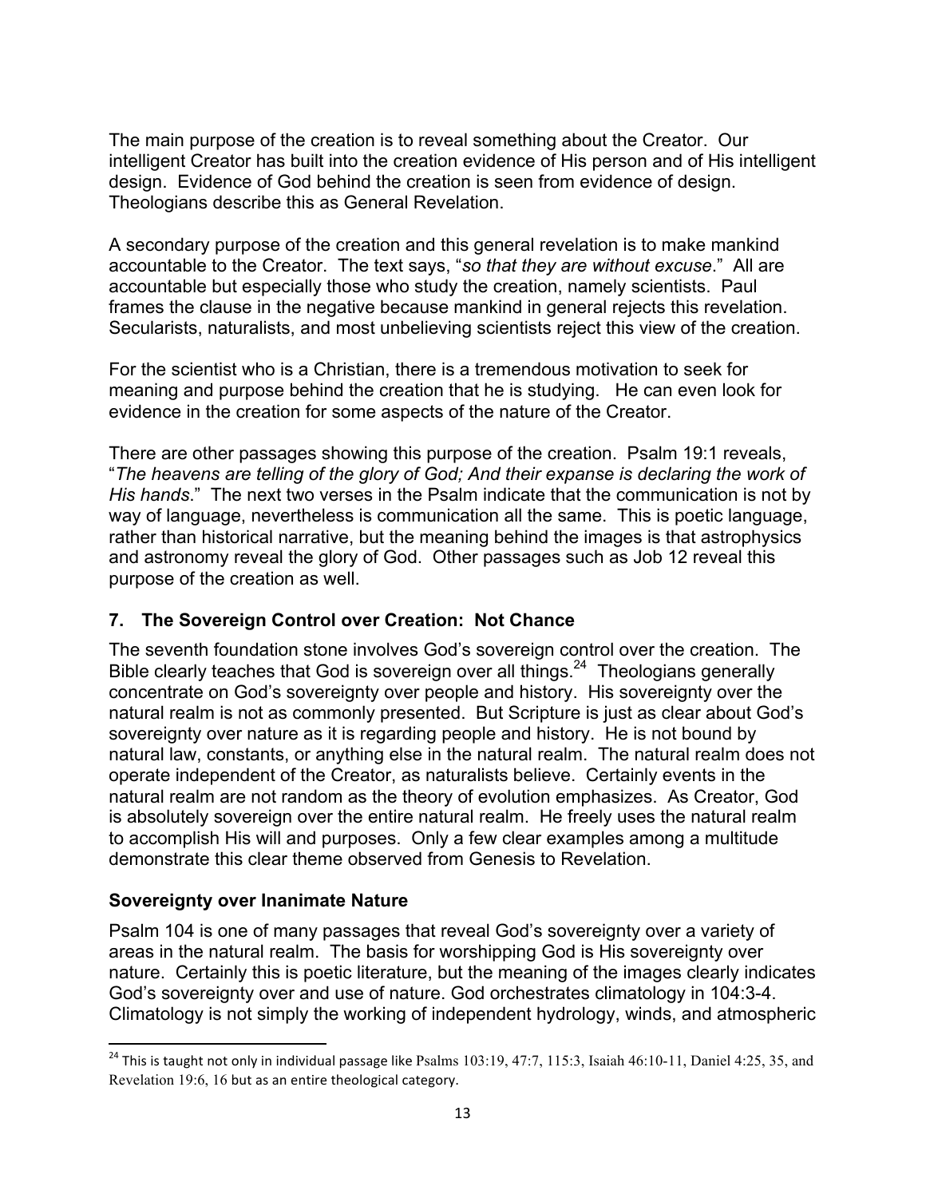The main purpose of the creation is to reveal something about the Creator. Our intelligent Creator has built into the creation evidence of His person and of His intelligent design. Evidence of God behind the creation is seen from evidence of design. Theologians describe this as General Revelation.

A secondary purpose of the creation and this general revelation is to make mankind accountable to the Creator. The text says, "*so that they are without excuse*." All are accountable but especially those who study the creation, namely scientists. Paul frames the clause in the negative because mankind in general rejects this revelation. Secularists, naturalists, and most unbelieving scientists reject this view of the creation.

For the scientist who is a Christian, there is a tremendous motivation to seek for meaning and purpose behind the creation that he is studying. He can even look for evidence in the creation for some aspects of the nature of the Creator.

There are other passages showing this purpose of the creation. Psalm 19:1 reveals, "*The heavens are telling of the glory of God; And their expanse is declaring the work of His hands*." The next two verses in the Psalm indicate that the communication is not by way of language, nevertheless is communication all the same. This is poetic language, rather than historical narrative, but the meaning behind the images is that astrophysics and astronomy reveal the glory of God. Other passages such as Job 12 reveal this purpose of the creation as well.

### 7. The Sovereign Control over Creation: Not Chance

The seventh foundation stone involves God's sovereign control over the creation. The Bible clearly teaches that God is sovereign over all things.[24] Theologians generally concentrate on God's sovereignty over people and history. His sovereignty over the natural realm is not as commonly presented. But Scripture is just as clear about God's sovereignty over nature as it is regarding people and history. He is not bound by natural law, constants, or anything else in the natural realm. The natural realm does not operate independent of the Creator, as naturalists believe. Certainly events in the natural realm are not random as the theory of evolution emphasizes. As Creator, God is absolutely sovereign over the entire natural realm. He freely uses the natural realm to accomplish His will and purposes. Only a few clear examples among a multitude demonstrate this clear theme observed from Genesis to Revelation.

#### Sovereignty over Inanimate Nature

Psalm 104 is one of many passages that reveal God's sovereignty over a variety of areas in the natural realm. The basis for worshipping God is His sovereignty over nature. Certainly this is poetic literature, but the meaning of the images clearly indicates God's sovereignty over and use of nature. God orchestrates climatology in 104:3-4. Climatology is not simply the working of independent hydrology, winds, and atmospheric

---

[24] This is taught not only in individual passage like Psalms 103:19, 47:7, 115:3, Isaiah 46:10-11, Daniel 4:25, 35, and Revelation 19:6, 16 but as an entire theological category.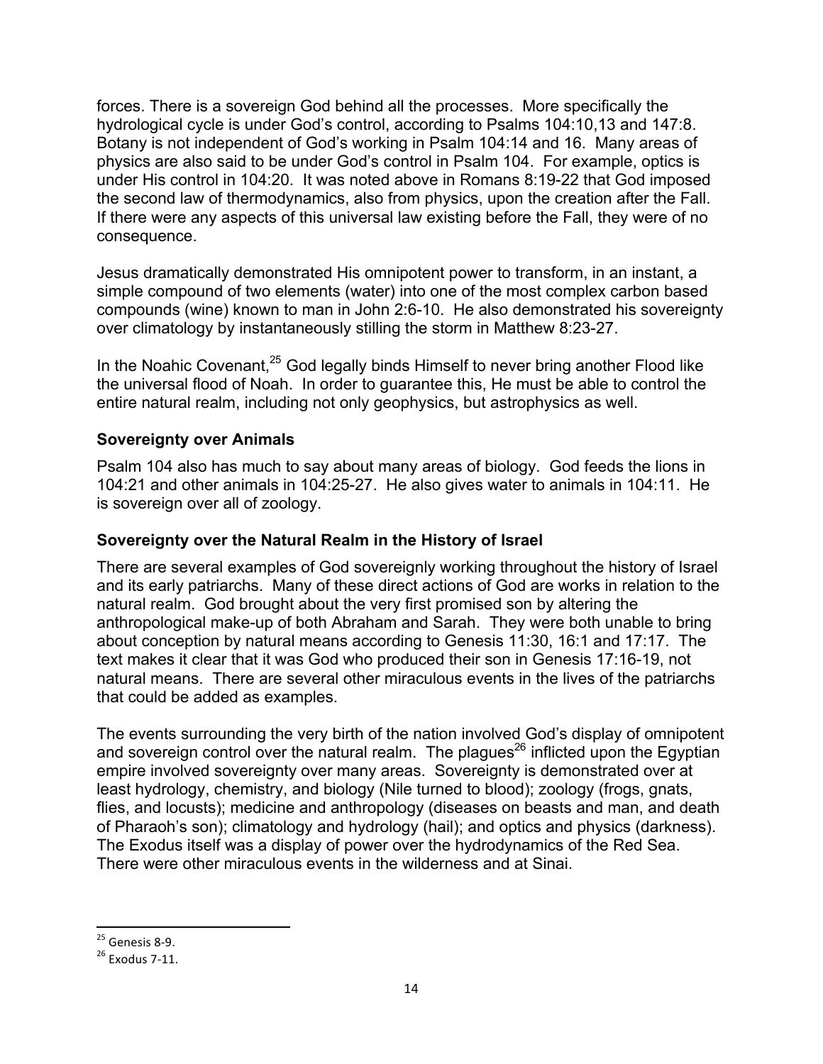forces. There is a sovereign God behind all the processes. More specifically the hydrological cycle is under God's control, according to Psalms 104:10,13 and 147:8. Botany is not independent of God's working in Psalm 104:14 and 16. Many areas of physics are also said to be under God's control in Psalm 104. For example, optics is under His control in 104:20. It was noted above in Romans 8:19-22 that God imposed the second law of thermodynamics, also from physics, upon the creation after the Fall. If there were any aspects of this universal law existing before the Fall, they were of no consequence.

Jesus dramatically demonstrated His omnipotent power to transform, in an instant, a simple compound of two elements (water) into one of the most complex carbon based compounds (wine) known to man in John 2:6-10. He also demonstrated his sovereignty over climatology by instantaneously stilling the storm in Matthew 8:23-27.

In the Noahic Covenant,[25] God legally binds Himself to never bring another Flood like the universal flood of Noah. In order to guarantee this, He must be able to control the entire natural realm, including not only geophysics, but astrophysics as well.

### Sovereignty over Animals

Psalm 104 also has much to say about many areas of biology. God feeds the lions in 104:21 and other animals in 104:25-27. He also gives water to animals in 104:11. He is sovereign over all of zoology.

### Sovereignty over the Natural Realm in the History of Israel

There are several examples of God sovereignly working throughout the history of Israel and its early patriarchs. Many of these direct actions of God are works in relation to the natural realm. God brought about the very first promised son by altering the anthropological make-up of both Abraham and Sarah. They were both unable to bring about conception by natural means according to Genesis 11:30, 16:1 and 17:17. The text makes it clear that it was God who produced their son in Genesis 17:16-19, not natural means. There are several other miraculous events in the lives of the patriarchs that could be added as examples.

The events surrounding the very birth of the nation involved God's display of omnipotent and sovereign control over the natural realm. The plagues[26] inflicted upon the Egyptian empire involved sovereignty over many areas. Sovereignty is demonstrated over at least hydrology, chemistry, and biology (Nile turned to blood); zoology (frogs, gnats, flies, and locusts); medicine and anthropology (diseases on beasts and man, and death of Pharaoh's son); climatology and hydrology (hail); and optics and physics (darkness). The Exodus itself was a display of power over the hydrodynamics of the Red Sea. There were other miraculous events in the wilderness and at Sinai.

---

[25] Genesis 8-9.

[26] Exodus 7-11.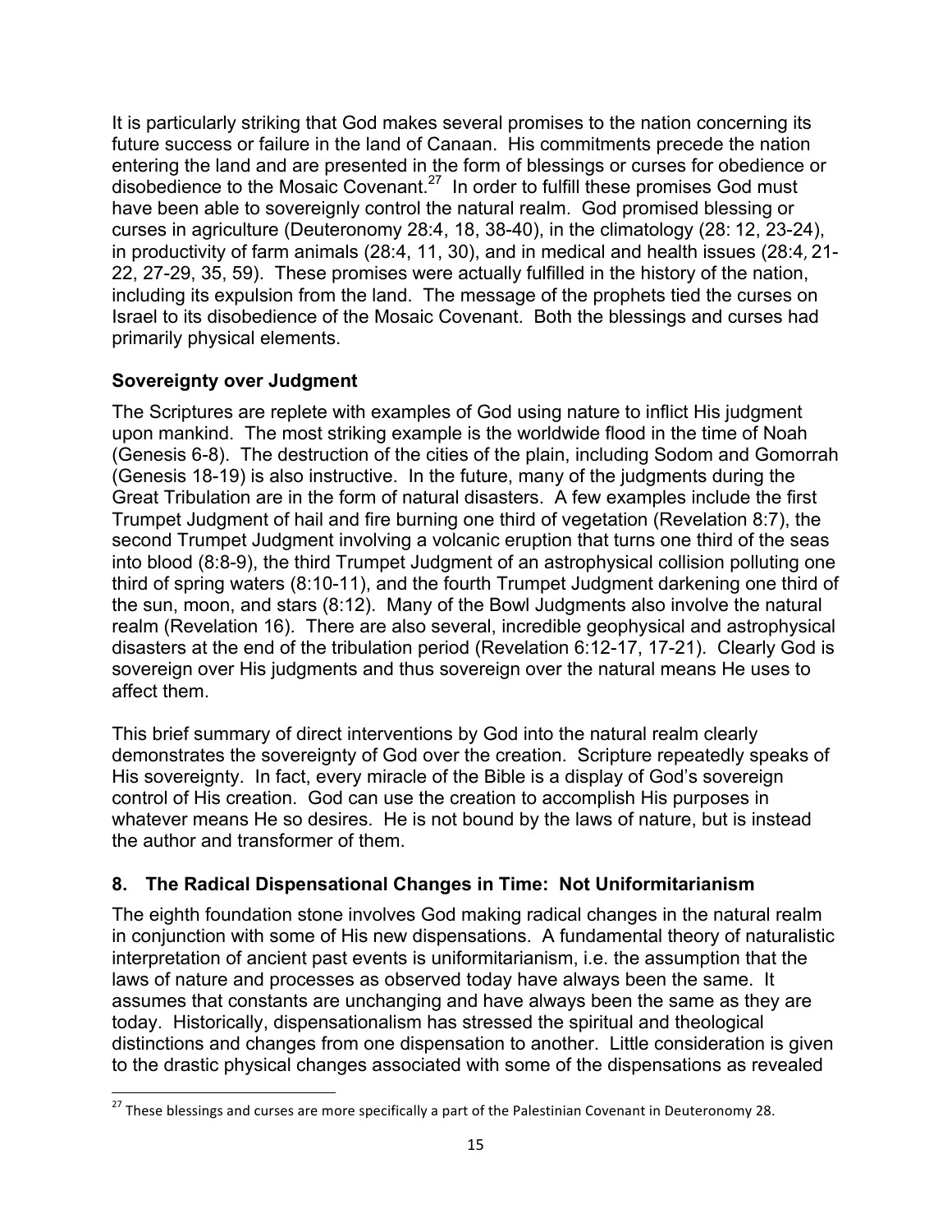It is particularly striking that God makes several promises to the nation concerning its future success or failure in the land of Canaan. His commitments precede the nation entering the land and are presented in the form of blessings or curses for obedience or disobedience to the Mosaic Covenant.[27] In order to fulfill these promises God must have been able to sovereignly control the natural realm. God promised blessing or curses in agriculture (Deuteronomy 28:4, 18, 38-40), in the climatology (28: 12, 23-24), in productivity of farm animals (28:4, 11, 30), and in medical and health issues (28:4, 21-22, 27-29, 35, 59). These promises were actually fulfilled in the history of the nation, including its expulsion from the land. The message of the prophets tied the curses on Israel to its disobedience of the Mosaic Covenant. Both the blessings and curses had primarily physical elements.

### Sovereignty over Judgment

The Scriptures are replete with examples of God using nature to inflict His judgment upon mankind. The most striking example is the worldwide flood in the time of Noah (Genesis 6-8). The destruction of the cities of the plain, including Sodom and Gomorrah (Genesis 18-19) is also instructive. In the future, many of the judgments during the Great Tribulation are in the form of natural disasters. A few examples include the first Trumpet Judgment of hail and fire burning one third of vegetation (Revelation 8:7), the second Trumpet Judgment involving a volcanic eruption that turns one third of the seas into blood (8:8-9), the third Trumpet Judgment of an astrophysical collision polluting one third of spring waters (8:10-11), and the fourth Trumpet Judgment darkening one third of the sun, moon, and stars (8:12). Many of the Bowl Judgments also involve the natural realm (Revelation 16). There are also several, incredible geophysical and astrophysical disasters at the end of the tribulation period (Revelation 6:12-17, 17-21). Clearly God is sovereign over His judgments and thus sovereign over the natural means He uses to affect them.

This brief summary of direct interventions by God into the natural realm clearly demonstrates the sovereignty of God over the creation. Scripture repeatedly speaks of His sovereignty. In fact, every miracle of the Bible is a display of God's sovereign control of His creation. God can use the creation to accomplish His purposes in whatever means He so desires. He is not bound by the laws of nature, but is instead the author and transformer of them.

### 8. The Radical Dispensational Changes in Time: Not Uniformitarianism

The eighth foundation stone involves God making radical changes in the natural realm in conjunction with some of His new dispensations. A fundamental theory of naturalistic interpretation of ancient past events is uniformitarianism, i.e. the assumption that the laws of nature and processes as observed today have always been the same. It assumes that constants are unchanging and have always been the same as they are today. Historically, dispensationalism has stressed the spiritual and theological distinctions and changes from one dispensation to another. Little consideration is given to the drastic physical changes associated with some of the dispensations as revealed

[27] These blessings and curses are more specifically a part of the Palestinian Covenant in Deuteronomy 28.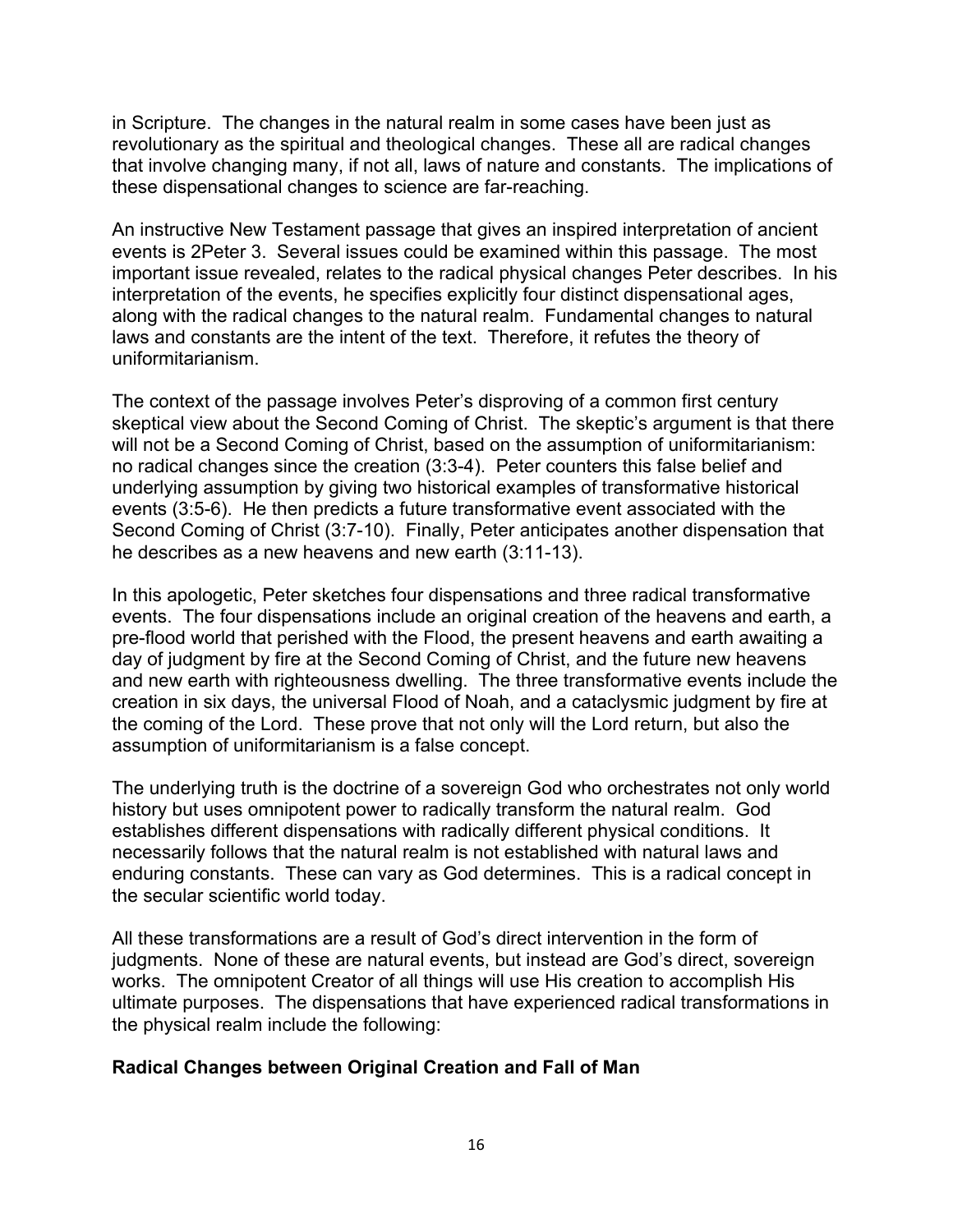in Scripture. The changes in the natural realm in some cases have been just as revolutionary as the spiritual and theological changes. These all are radical changes that involve changing many, if not all, laws of nature and constants. The implications of these dispensational changes to science are far-reaching.

An instructive New Testament passage that gives an inspired interpretation of ancient events is 2Peter 3. Several issues could be examined within this passage. The most important issue revealed, relates to the radical physical changes Peter describes. In his interpretation of the events, he specifies explicitly four distinct dispensational ages, along with the radical changes to the natural realm. Fundamental changes to natural laws and constants are the intent of the text. Therefore, it refutes the theory of uniformitarianism.

The context of the passage involves Peter's disproving of a common first century skeptical view about the Second Coming of Christ. The skeptic's argument is that there will not be a Second Coming of Christ, based on the assumption of uniformitarianism: no radical changes since the creation (3:3-4). Peter counters this false belief and underlying assumption by giving two historical examples of transformative historical events (3:5-6). He then predicts a future transformative event associated with the Second Coming of Christ (3:7-10). Finally, Peter anticipates another dispensation that he describes as a new heavens and new earth (3:11-13).

In this apologetic, Peter sketches four dispensations and three radical transformative events. The four dispensations include an original creation of the heavens and earth, a pre-flood world that perished with the Flood, the present heavens and earth awaiting a day of judgment by fire at the Second Coming of Christ, and the future new heavens and new earth with righteousness dwelling. The three transformative events include the creation in six days, the universal Flood of Noah, and a cataclysmic judgment by fire at the coming of the Lord. These prove that not only will the Lord return, but also the assumption of uniformitarianism is a false concept.

The underlying truth is the doctrine of a sovereign God who orchestrates not only world history but uses omnipotent power to radically transform the natural realm. God establishes different dispensations with radically different physical conditions. It necessarily follows that the natural realm is not established with natural laws and enduring constants. These can vary as God determines. This is a radical concept in the secular scientific world today.

All these transformations are a result of God's direct intervention in the form of judgments. None of these are natural events, but instead are God's direct, sovereign works. The omnipotent Creator of all things will use His creation to accomplish His ultimate purposes. The dispensations that have experienced radical transformations in the physical realm include the following:

**Radical Changes between Original Creation and Fall of Man**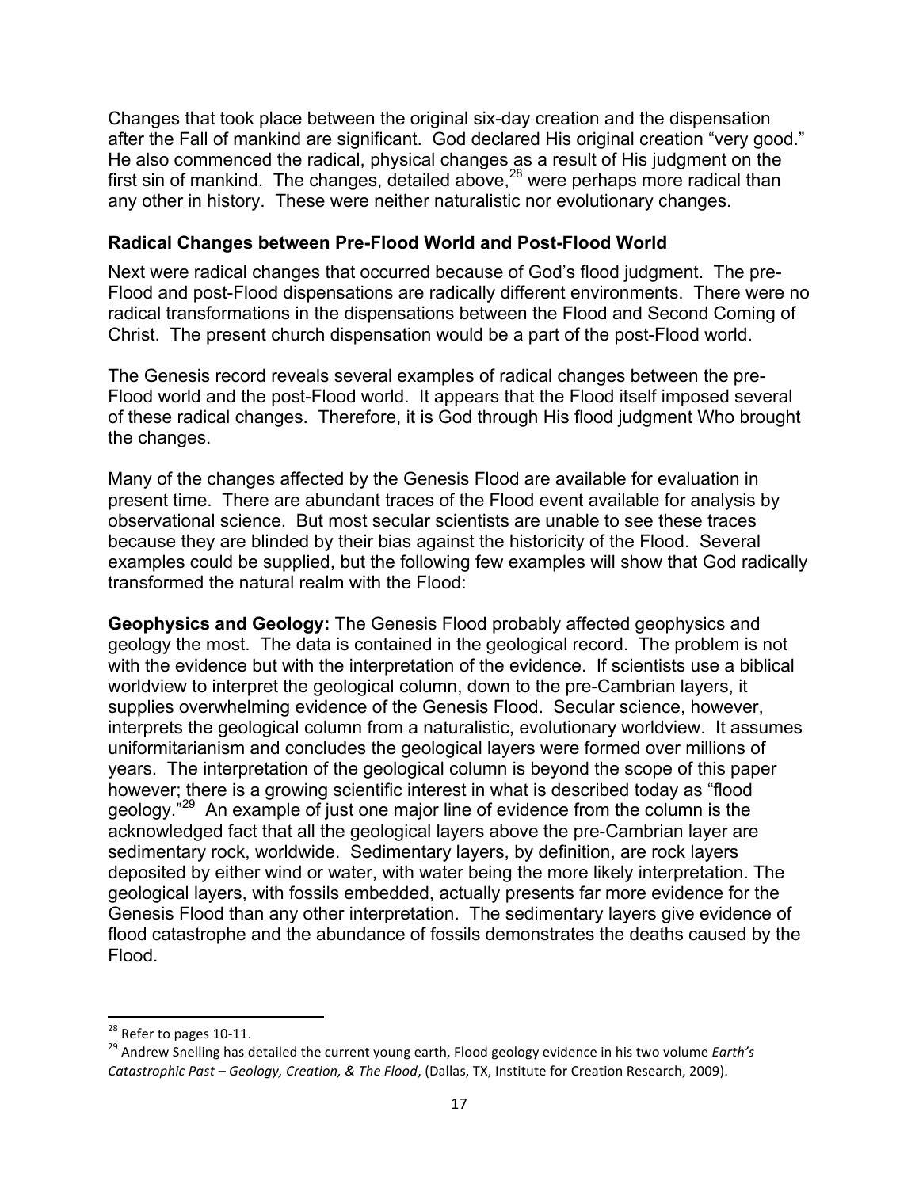Changes that took place between the original six-day creation and the dispensation after the Fall of mankind are significant. God declared His original creation "very good." He also commenced the radical, physical changes as a result of His judgment on the first sin of mankind. The changes, detailed above,[28] were perhaps more radical than any other in history. These were neither naturalistic nor evolutionary changes.

### Radical Changes between Pre-Flood World and Post-Flood World

Next were radical changes that occurred because of God's flood judgment. The pre-Flood and post-Flood dispensations are radically different environments. There were no radical transformations in the dispensations between the Flood and Second Coming of Christ. The present church dispensation would be a part of the post-Flood world.

The Genesis record reveals several examples of radical changes between the pre-Flood world and the post-Flood world. It appears that the Flood itself imposed several of these radical changes. Therefore, it is God through His flood judgment Who brought the changes.

Many of the changes affected by the Genesis Flood are available for evaluation in present time. There are abundant traces of the Flood event available for analysis by observational science. But most secular scientists are unable to see these traces because they are blinded by their bias against the historicity of the Flood. Several examples could be supplied, but the following few examples will show that God radically transformed the natural realm with the Flood:

**Geophysics and Geology:** The Genesis Flood probably affected geophysics and geology the most. The data is contained in the geological record. The problem is not with the evidence but with the interpretation of the evidence. If scientists use a biblical worldview to interpret the geological column, down to the pre-Cambrian layers, it supplies overwhelming evidence of the Genesis Flood. Secular science, however, interprets the geological column from a naturalistic, evolutionary worldview. It assumes uniformitarianism and concludes the geological layers were formed over millions of years. The interpretation of the geological column is beyond the scope of this paper however; there is a growing scientific interest in what is described today as "flood geology."[29] An example of just one major line of evidence from the column is the acknowledged fact that all the geological layers above the pre-Cambrian layer are sedimentary rock, worldwide. Sedimentary layers, by definition, are rock layers deposited by either wind or water, with water being the more likely interpretation. The geological layers, with fossils embedded, actually presents far more evidence for the Genesis Flood than any other interpretation. The sedimentary layers give evidence of flood catastrophe and the abundance of fossils demonstrates the deaths caused by the Flood.

---

[28] Refer to pages 10-11.

[29] Andrew Snelling has detailed the current young earth, Flood geology evidence in his two volume *Earth's Catastrophic Past – Geology, Creation, & The Flood*, (Dallas, TX, Institute for Creation Research, 2009).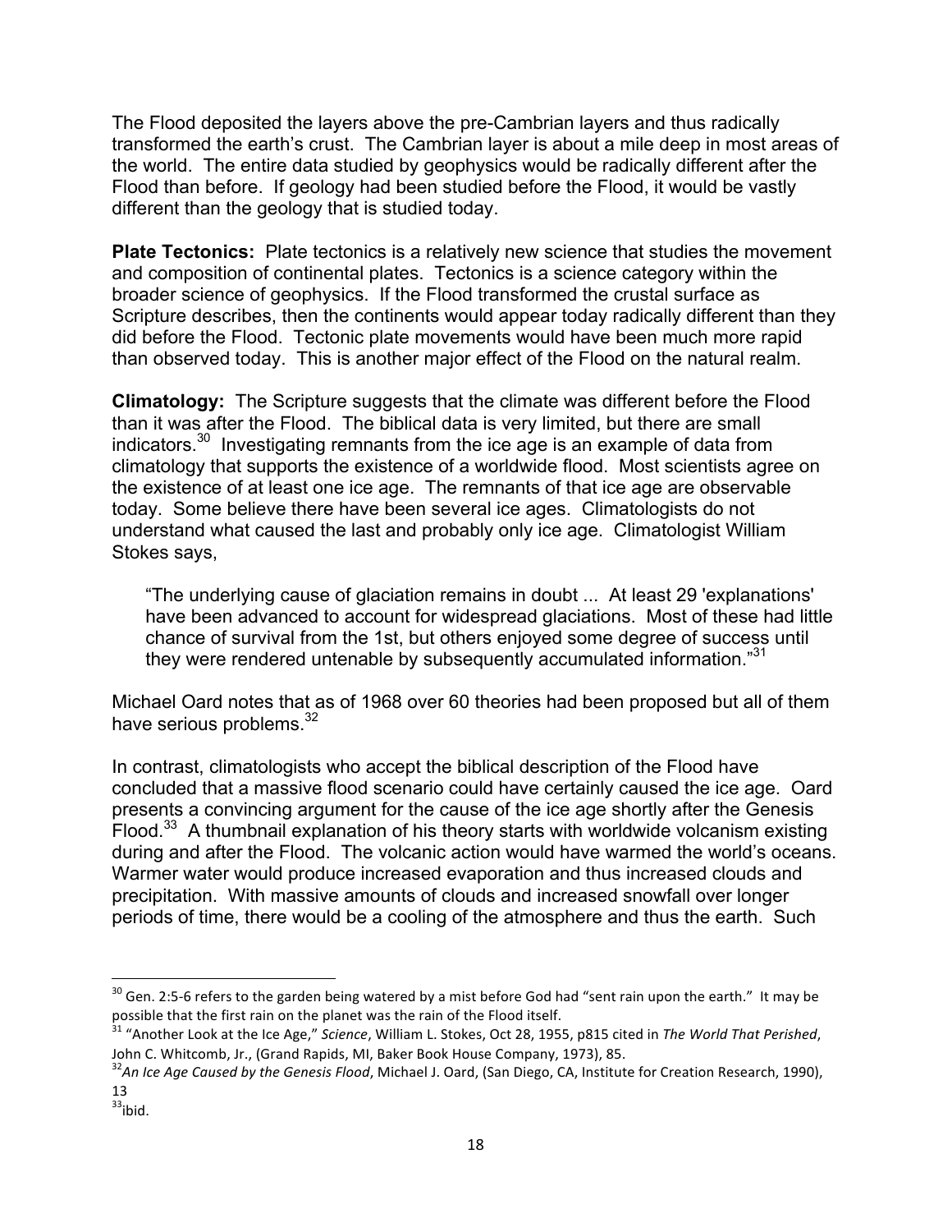The Flood deposited the layers above the pre-Cambrian layers and thus radically transformed the earth's crust. The Cambrian layer is about a mile deep in most areas of the world. The entire data studied by geophysics would be radically different after the Flood than before. If geology had been studied before the Flood, it would be vastly different than the geology that is studied today.

**Plate Tectonics:** Plate tectonics is a relatively new science that studies the movement and composition of continental plates. Tectonics is a science category within the broader science of geophysics. If the Flood transformed the crustal surface as Scripture describes, then the continents would appear today radically different than they did before the Flood. Tectonic plate movements would have been much more rapid than observed today. This is another major effect of the Flood on the natural realm.

**Climatology:** The Scripture suggests that the climate was different before the Flood than it was after the Flood. The biblical data is very limited, but there are small indicators.[30] Investigating remnants from the ice age is an example of data from climatology that supports the existence of a worldwide flood. Most scientists agree on the existence of at least one ice age. The remnants of that ice age are observable today. Some believe there have been several ice ages. Climatologists do not understand what caused the last and probably only ice age. Climatologist William Stokes says,

> "The underlying cause of glaciation remains in doubt ... At least 29 'explanations' have been advanced to account for widespread glaciations. Most of these had little chance of survival from the 1st, but others enjoyed some degree of success until they were rendered untenable by subsequently accumulated information."[31]

Michael Oard notes that as of 1968 over 60 theories had been proposed but all of them have serious problems.[32]

In contrast, climatologists who accept the biblical description of the Flood have concluded that a massive flood scenario could have certainly caused the ice age. Oard presents a convincing argument for the cause of the ice age shortly after the Genesis Flood.[33] A thumbnail explanation of his theory starts with worldwide volcanism existing during and after the Flood. The volcanic action would have warmed the world's oceans. Warmer water would produce increased evaporation and thus increased clouds and precipitation. With massive amounts of clouds and increased snowfall over longer periods of time, there would be a cooling of the atmosphere and thus the earth. Such

---

[30] Gen. 2:5-6 refers to the garden being watered by a mist before God had "sent rain upon the earth." It may be possible that the first rain on the planet was the rain of the Flood itself.

[31] "Another Look at the Ice Age," *Science*, William L. Stokes, Oct 28, 1955, p815 cited in *The World That Perished*, John C. Whitcomb, Jr., (Grand Rapids, MI, Baker Book House Company, 1973), 85.

[32] *An Ice Age Caused by the Genesis Flood*, Michael J. Oard, (San Diego, CA, Institute for Creation Research, 1990), 13

[33] ibid.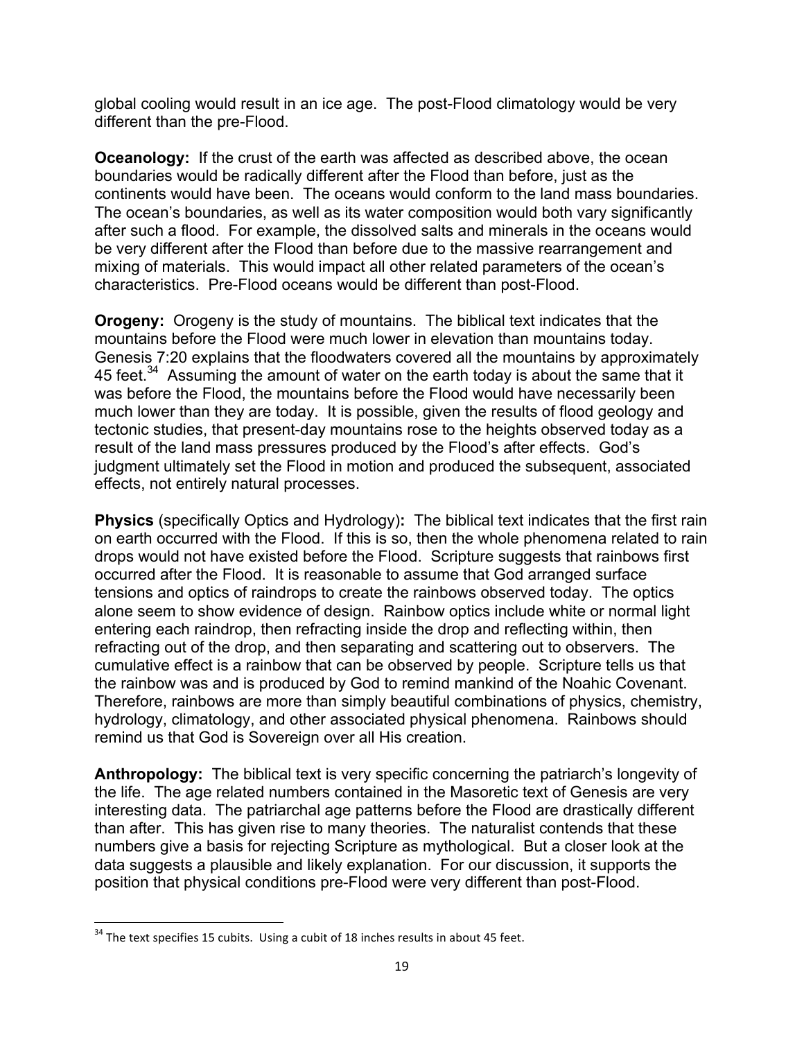global cooling would result in an ice age. The post-Flood climatology would be very different than the pre-Flood.

**Oceanology:** If the crust of the earth was affected as described above, the ocean boundaries would be radically different after the Flood than before, just as the continents would have been. The oceans would conform to the land mass boundaries. The ocean's boundaries, as well as its water composition would both vary significantly after such a flood. For example, the dissolved salts and minerals in the oceans would be very different after the Flood than before due to the massive rearrangement and mixing of materials. This would impact all other related parameters of the ocean's characteristics. Pre-Flood oceans would be different than post-Flood.

**Orogeny:** Orogeny is the study of mountains. The biblical text indicates that the mountains before the Flood were much lower in elevation than mountains today. Genesis 7:20 explains that the floodwaters covered all the mountains by approximately 45 feet.[34] Assuming the amount of water on the earth today is about the same that it was before the Flood, the mountains before the Flood would have necessarily been much lower than they are today. It is possible, given the results of flood geology and tectonic studies, that present-day mountains rose to the heights observed today as a result of the land mass pressures produced by the Flood's after effects. God's judgment ultimately set the Flood in motion and produced the subsequent, associated effects, not entirely natural processes.

**Physics** (specifically Optics and Hydrology)**:** The biblical text indicates that the first rain on earth occurred with the Flood. If this is so, then the whole phenomena related to rain drops would not have existed before the Flood. Scripture suggests that rainbows first occurred after the Flood. It is reasonable to assume that God arranged surface tensions and optics of raindrops to create the rainbows observed today. The optics alone seem to show evidence of design. Rainbow optics include white or normal light entering each raindrop, then refracting inside the drop and reflecting within, then refracting out of the drop, and then separating and scattering out to observers. The cumulative effect is a rainbow that can be observed by people. Scripture tells us that the rainbow was and is produced by God to remind mankind of the Noahic Covenant. Therefore, rainbows are more than simply beautiful combinations of physics, chemistry, hydrology, climatology, and other associated physical phenomena. Rainbows should remind us that God is Sovereign over all His creation.

**Anthropology:** The biblical text is very specific concerning the patriarch's longevity of the life. The age related numbers contained in the Masoretic text of Genesis are very interesting data. The patriarchal age patterns before the Flood are drastically different than after. This has given rise to many theories. The naturalist contends that these numbers give a basis for rejecting Scripture as mythological. But a closer look at the data suggests a plausible and likely explanation. For our discussion, it supports the position that physical conditions pre-Flood were very different than post-Flood.

---

[34] The text specifies 15 cubits. Using a cubit of 18 inches results in about 45 feet.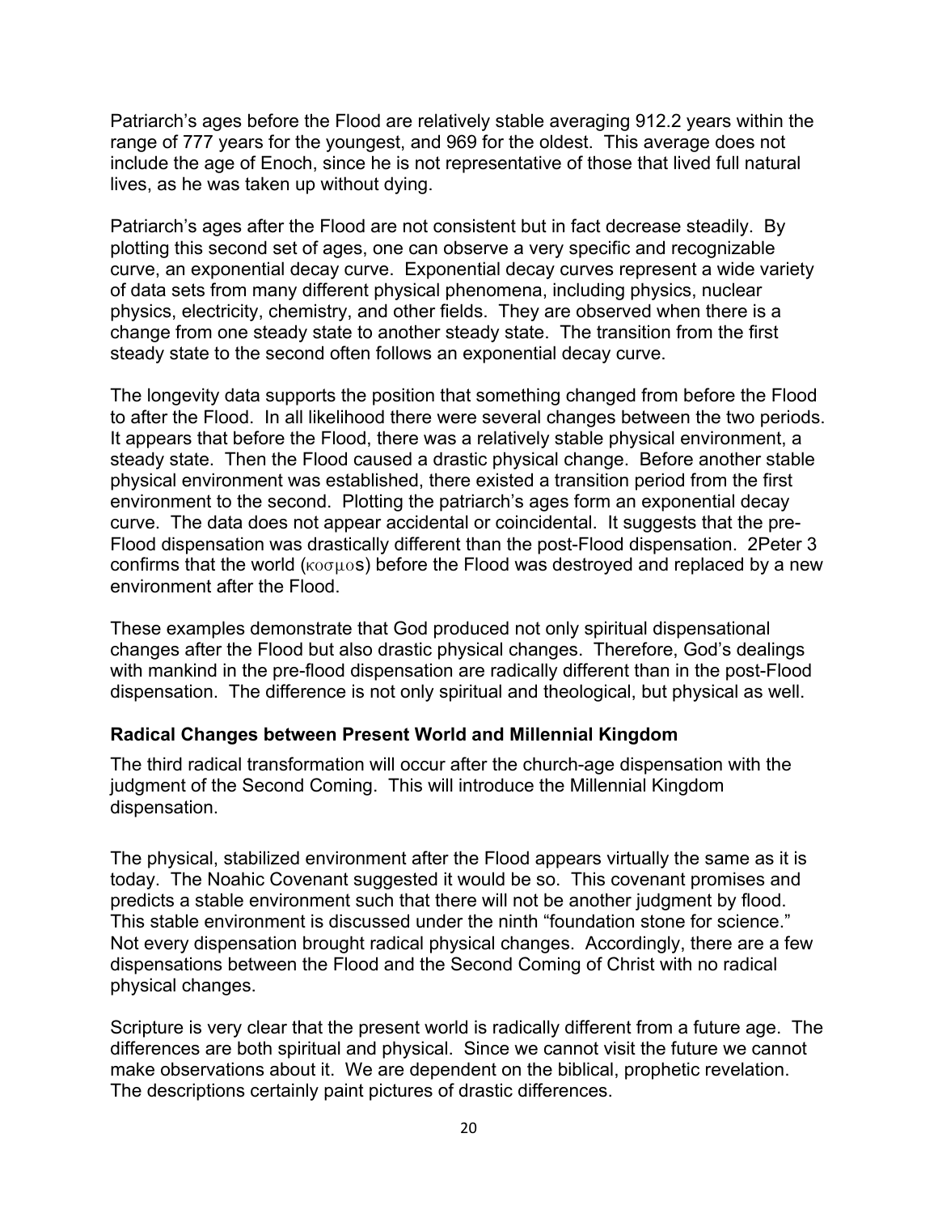Patriarch's ages before the Flood are relatively stable averaging 912.2 years within the range of 777 years for the youngest, and 969 for the oldest. This average does not include the age of Enoch, since he is not representative of those that lived full natural lives, as he was taken up without dying.

Patriarch's ages after the Flood are not consistent but in fact decrease steadily. By plotting this second set of ages, one can observe a very specific and recognizable curve, an exponential decay curve. Exponential decay curves represent a wide variety of data sets from many different physical phenomena, including physics, nuclear physics, electricity, chemistry, and other fields. They are observed when there is a change from one steady state to another steady state. The transition from the first steady state to the second often follows an exponential decay curve.

The longevity data supports the position that something changed from before the Flood to after the Flood. In all likelihood there were several changes between the two periods. It appears that before the Flood, there was a relatively stable physical environment, a steady state. Then the Flood caused a drastic physical change. Before another stable physical environment was established, there existed a transition period from the first environment to the second. Plotting the patriarch's ages form an exponential decay curve. The data does not appear accidental or coincidental. It suggests that the pre-Flood dispensation was drastically different than the post-Flood dispensation. 2Peter 3 confirms that the world (κοσμοs) before the Flood was destroyed and replaced by a new environment after the Flood.

These examples demonstrate that God produced not only spiritual dispensational changes after the Flood but also drastic physical changes. Therefore, God's dealings with mankind in the pre-flood dispensation are radically different than in the post-Flood dispensation. The difference is not only spiritual and theological, but physical as well.

**Radical Changes between Present World and Millennial Kingdom**

The third radical transformation will occur after the church-age dispensation with the judgment of the Second Coming. This will introduce the Millennial Kingdom dispensation.

The physical, stabilized environment after the Flood appears virtually the same as it is today. The Noahic Covenant suggested it would be so. This covenant promises and predicts a stable environment such that there will not be another judgment by flood. This stable environment is discussed under the ninth "foundation stone for science." Not every dispensation brought radical physical changes. Accordingly, there are a few dispensations between the Flood and the Second Coming of Christ with no radical physical changes.

Scripture is very clear that the present world is radically different from a future age. The differences are both spiritual and physical. Since we cannot visit the future we cannot make observations about it. We are dependent on the biblical, prophetic revelation. The descriptions certainly paint pictures of drastic differences.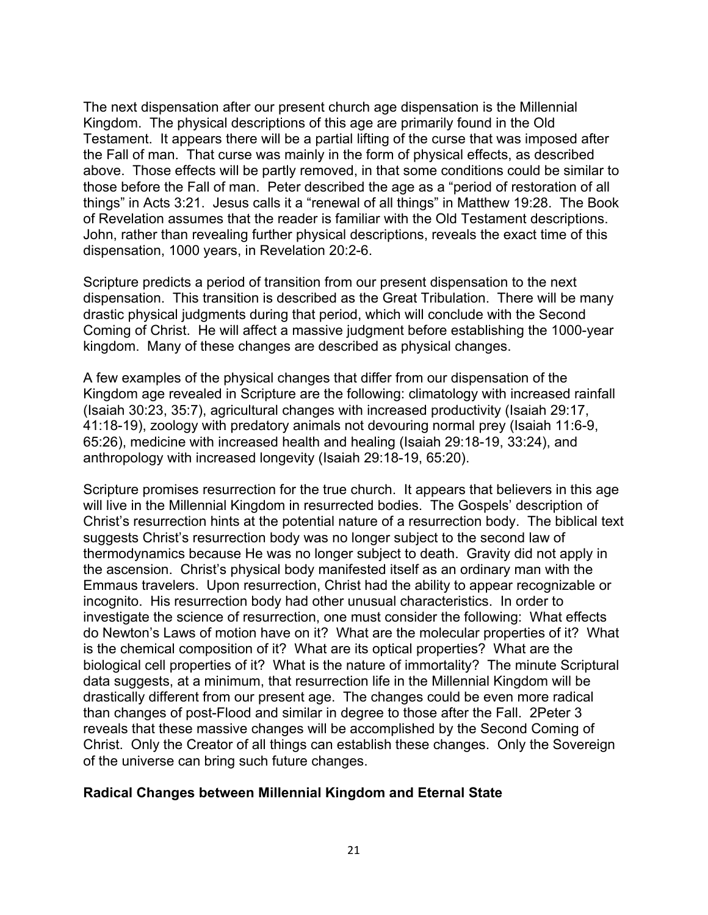The next dispensation after our present church age dispensation is the Millennial Kingdom. The physical descriptions of this age are primarily found in the Old Testament. It appears there will be a partial lifting of the curse that was imposed after the Fall of man. That curse was mainly in the form of physical effects, as described above. Those effects will be partly removed, in that some conditions could be similar to those before the Fall of man. Peter described the age as a "period of restoration of all things" in Acts 3:21. Jesus calls it a "renewal of all things" in Matthew 19:28. The Book of Revelation assumes that the reader is familiar with the Old Testament descriptions. John, rather than revealing further physical descriptions, reveals the exact time of this dispensation, 1000 years, in Revelation 20:2-6.

Scripture predicts a period of transition from our present dispensation to the next dispensation. This transition is described as the Great Tribulation. There will be many drastic physical judgments during that period, which will conclude with the Second Coming of Christ. He will affect a massive judgment before establishing the 1000-year kingdom. Many of these changes are described as physical changes.

A few examples of the physical changes that differ from our dispensation of the Kingdom age revealed in Scripture are the following: climatology with increased rainfall (Isaiah 30:23, 35:7), agricultural changes with increased productivity (Isaiah 29:17, 41:18-19), zoology with predatory animals not devouring normal prey (Isaiah 11:6-9, 65:26), medicine with increased health and healing (Isaiah 29:18-19, 33:24), and anthropology with increased longevity (Isaiah 29:18-19, 65:20).

Scripture promises resurrection for the true church. It appears that believers in this age will live in the Millennial Kingdom in resurrected bodies. The Gospels' description of Christ's resurrection hints at the potential nature of a resurrection body. The biblical text suggests Christ's resurrection body was no longer subject to the second law of thermodynamics because He was no longer subject to death. Gravity did not apply in the ascension. Christ's physical body manifested itself as an ordinary man with the Emmaus travelers. Upon resurrection, Christ had the ability to appear recognizable or incognito. His resurrection body had other unusual characteristics. In order to investigate the science of resurrection, one must consider the following: What effects do Newton's Laws of motion have on it? What are the molecular properties of it? What is the chemical composition of it? What are its optical properties? What are the biological cell properties of it? What is the nature of immortality? The minute Scriptural data suggests, at a minimum, that resurrection life in the Millennial Kingdom will be drastically different from our present age. The changes could be even more radical than changes of post-Flood and similar in degree to those after the Fall. 2Peter 3 reveals that these massive changes will be accomplished by the Second Coming of Christ. Only the Creator of all things can establish these changes. Only the Sovereign of the universe can bring such future changes.

**Radical Changes between Millennial Kingdom and Eternal State**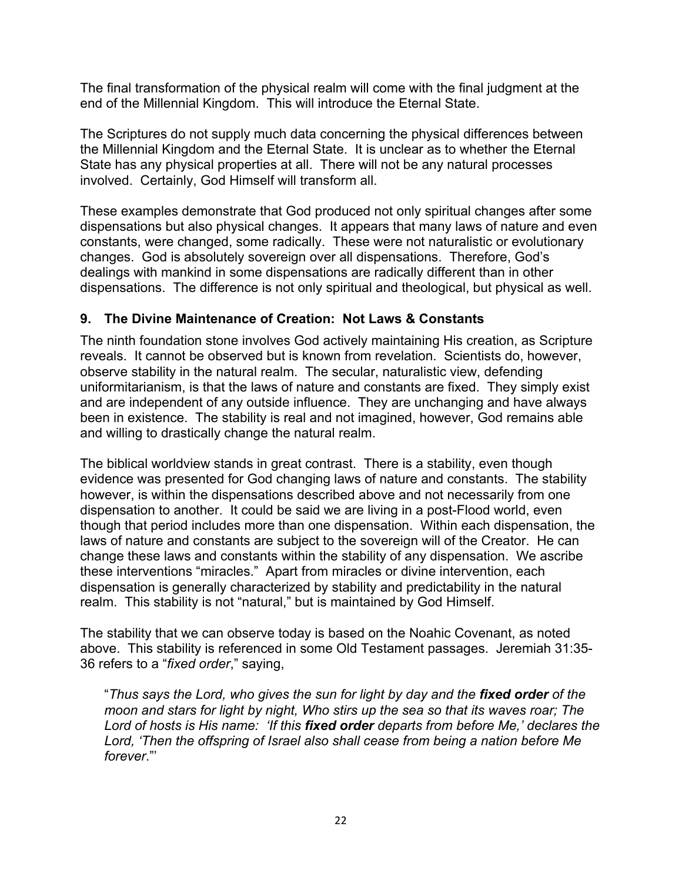The final transformation of the physical realm will come with the final judgment at the end of the Millennial Kingdom. This will introduce the Eternal State.

The Scriptures do not supply much data concerning the physical differences between the Millennial Kingdom and the Eternal State. It is unclear as to whether the Eternal State has any physical properties at all. There will not be any natural processes involved. Certainly, God Himself will transform all.

These examples demonstrate that God produced not only spiritual changes after some dispensations but also physical changes. It appears that many laws of nature and even constants, were changed, some radically. These were not naturalistic or evolutionary changes. God is absolutely sovereign over all dispensations. Therefore, God's dealings with mankind in some dispensations are radically different than in other dispensations. The difference is not only spiritual and theological, but physical as well.

### 9. The Divine Maintenance of Creation: Not Laws & Constants

The ninth foundation stone involves God actively maintaining His creation, as Scripture reveals. It cannot be observed but is known from revelation. Scientists do, however, observe stability in the natural realm. The secular, naturalistic view, defending uniformitarianism, is that the laws of nature and constants are fixed. They simply exist and are independent of any outside influence. They are unchanging and have always been in existence. The stability is real and not imagined, however, God remains able and willing to drastically change the natural realm.

The biblical worldview stands in great contrast. There is a stability, even though evidence was presented for God changing laws of nature and constants. The stability however, is within the dispensations described above and not necessarily from one dispensation to another. It could be said we are living in a post-Flood world, even though that period includes more than one dispensation. Within each dispensation, the laws of nature and constants are subject to the sovereign will of the Creator. He can change these laws and constants within the stability of any dispensation. We ascribe these interventions "miracles." Apart from miracles or divine intervention, each dispensation is generally characterized by stability and predictability in the natural realm. This stability is not "natural," but is maintained by God Himself.

The stability that we can observe today is based on the Noahic Covenant, as noted above. This stability is referenced in some Old Testament passages. Jeremiah 31:35-36 refers to a "*fixed order*," saying,

> "*Thus says the Lord, who gives the sun for light by day and the **fixed order** of the moon and stars for light by night, Who stirs up the sea so that its waves roar; The Lord of hosts is His name: 'If this **fixed order** departs from before Me,' declares the Lord, 'Then the offspring of Israel also shall cease from being a nation before Me forever*."'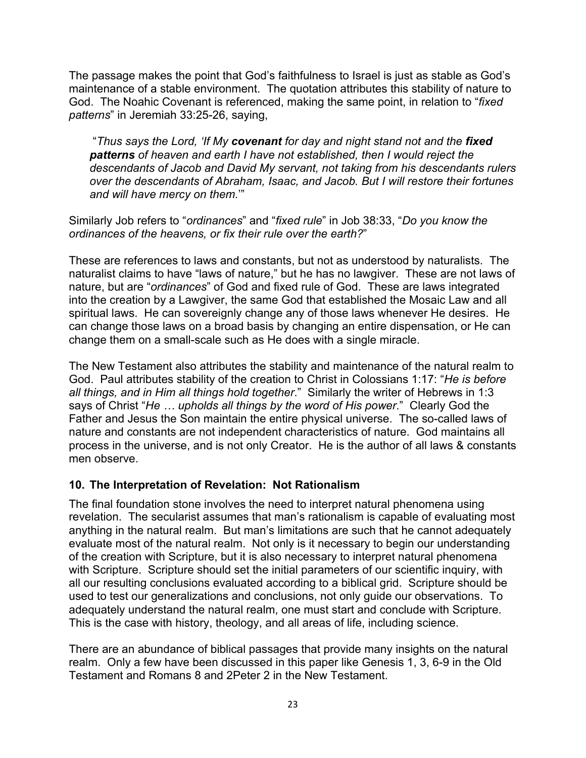The passage makes the point that God's faithfulness to Israel is just as stable as God's maintenance of a stable environment. The quotation attributes this stability of nature to God. The Noahic Covenant is referenced, making the same point, in relation to "*fixed patterns*" in Jeremiah 33:25-26, saying,

> "*Thus says the Lord, 'If My* ***covenant*** *for day and night stand not and the* ***fixed patterns*** *of heaven and earth I have not established, then I would reject the descendants of Jacob and David My servant, not taking from his descendants rulers over the descendants of Abraham, Isaac, and Jacob. But I will restore their fortunes and will have mercy on them.*'"

Similarly Job refers to "*ordinances*" and "*fixed rule*" in Job 38:33, "*Do you know the ordinances of the heavens, or fix their rule over the earth?*"

These are references to laws and constants, but not as understood by naturalists. The naturalist claims to have "laws of nature," but he has no lawgiver. These are not laws of nature, but are "*ordinances*" of God and fixed rule of God. These are laws integrated into the creation by a Lawgiver, the same God that established the Mosaic Law and all spiritual laws. He can sovereignly change any of those laws whenever He desires. He can change those laws on a broad basis by changing an entire dispensation, or He can change them on a small-scale such as He does with a single miracle.

The New Testament also attributes the stability and maintenance of the natural realm to God. Paul attributes stability of the creation to Christ in Colossians 1:17: "*He is before all things, and in Him all things hold together*." Similarly the writer of Hebrews in 1:3 says of Christ "*He … upholds all things by the word of His power*." Clearly God the Father and Jesus the Son maintain the entire physical universe. The so-called laws of nature and constants are not independent characteristics of nature. God maintains all process in the universe, and is not only Creator. He is the author of all laws & constants men observe.

### 10. The Interpretation of Revelation: Not Rationalism

The final foundation stone involves the need to interpret natural phenomena using revelation. The secularist assumes that man's rationalism is capable of evaluating most anything in the natural realm. But man's limitations are such that he cannot adequately evaluate most of the natural realm. Not only is it necessary to begin our understanding of the creation with Scripture, but it is also necessary to interpret natural phenomena with Scripture. Scripture should set the initial parameters of our scientific inquiry, with all our resulting conclusions evaluated according to a biblical grid. Scripture should be used to test our generalizations and conclusions, not only guide our observations. To adequately understand the natural realm, one must start and conclude with Scripture. This is the case with history, theology, and all areas of life, including science.

There are an abundance of biblical passages that provide many insights on the natural realm. Only a few have been discussed in this paper like Genesis 1, 3, 6-9 in the Old Testament and Romans 8 and 2Peter 2 in the New Testament.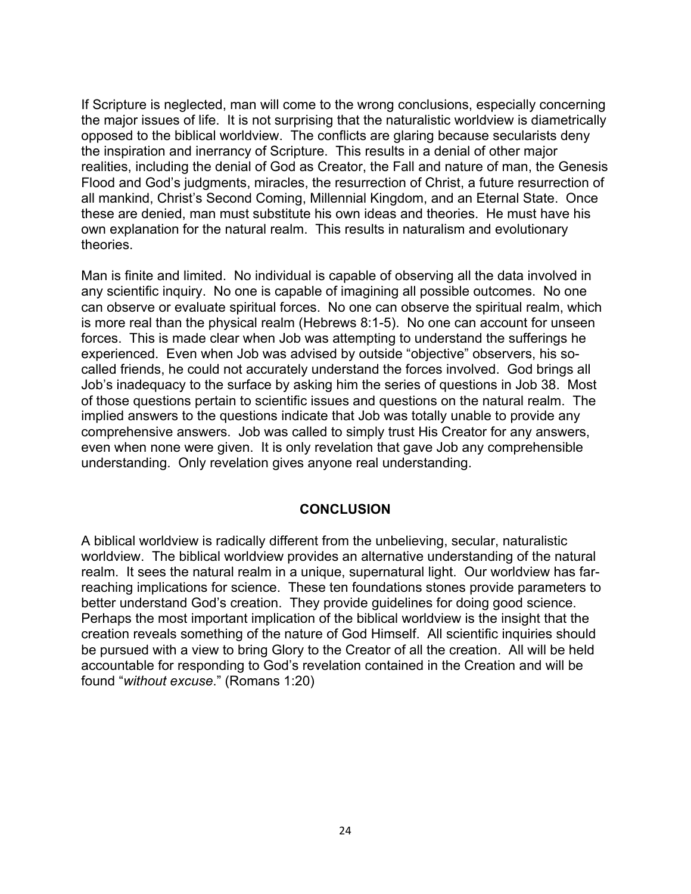If Scripture is neglected, man will come to the wrong conclusions, especially concerning the major issues of life. It is not surprising that the naturalistic worldview is diametrically opposed to the biblical worldview. The conflicts are glaring because secularists deny the inspiration and inerrancy of Scripture. This results in a denial of other major realities, including the denial of God as Creator, the Fall and nature of man, the Genesis Flood and God's judgments, miracles, the resurrection of Christ, a future resurrection of all mankind, Christ's Second Coming, Millennial Kingdom, and an Eternal State. Once these are denied, man must substitute his own ideas and theories. He must have his own explanation for the natural realm. This results in naturalism and evolutionary theories.

Man is finite and limited. No individual is capable of observing all the data involved in any scientific inquiry. No one is capable of imagining all possible outcomes. No one can observe or evaluate spiritual forces. No one can observe the spiritual realm, which is more real than the physical realm (Hebrews 8:1-5). No one can account for unseen forces. This is made clear when Job was attempting to understand the sufferings he experienced. Even when Job was advised by outside "objective" observers, his so-called friends, he could not accurately understand the forces involved. God brings all Job's inadequacy to the surface by asking him the series of questions in Job 38. Most of those questions pertain to scientific issues and questions on the natural realm. The implied answers to the questions indicate that Job was totally unable to provide any comprehensive answers. Job was called to simply trust His Creator for any answers, even when none were given. It is only revelation that gave Job any comprehensible understanding. Only revelation gives anyone real understanding.

## CONCLUSION

A biblical worldview is radically different from the unbelieving, secular, naturalistic worldview. The biblical worldview provides an alternative understanding of the natural realm. It sees the natural realm in a unique, supernatural light. Our worldview has far-reaching implications for science. These ten foundations stones provide parameters to better understand God's creation. They provide guidelines for doing good science. Perhaps the most important implication of the biblical worldview is the insight that the creation reveals something of the nature of God Himself. All scientific inquiries should be pursued with a view to bring Glory to the Creator of all the creation. All will be held accountable for responding to God's revelation contained in the Creation and will be found "*without excuse*." (Romans 1:20)